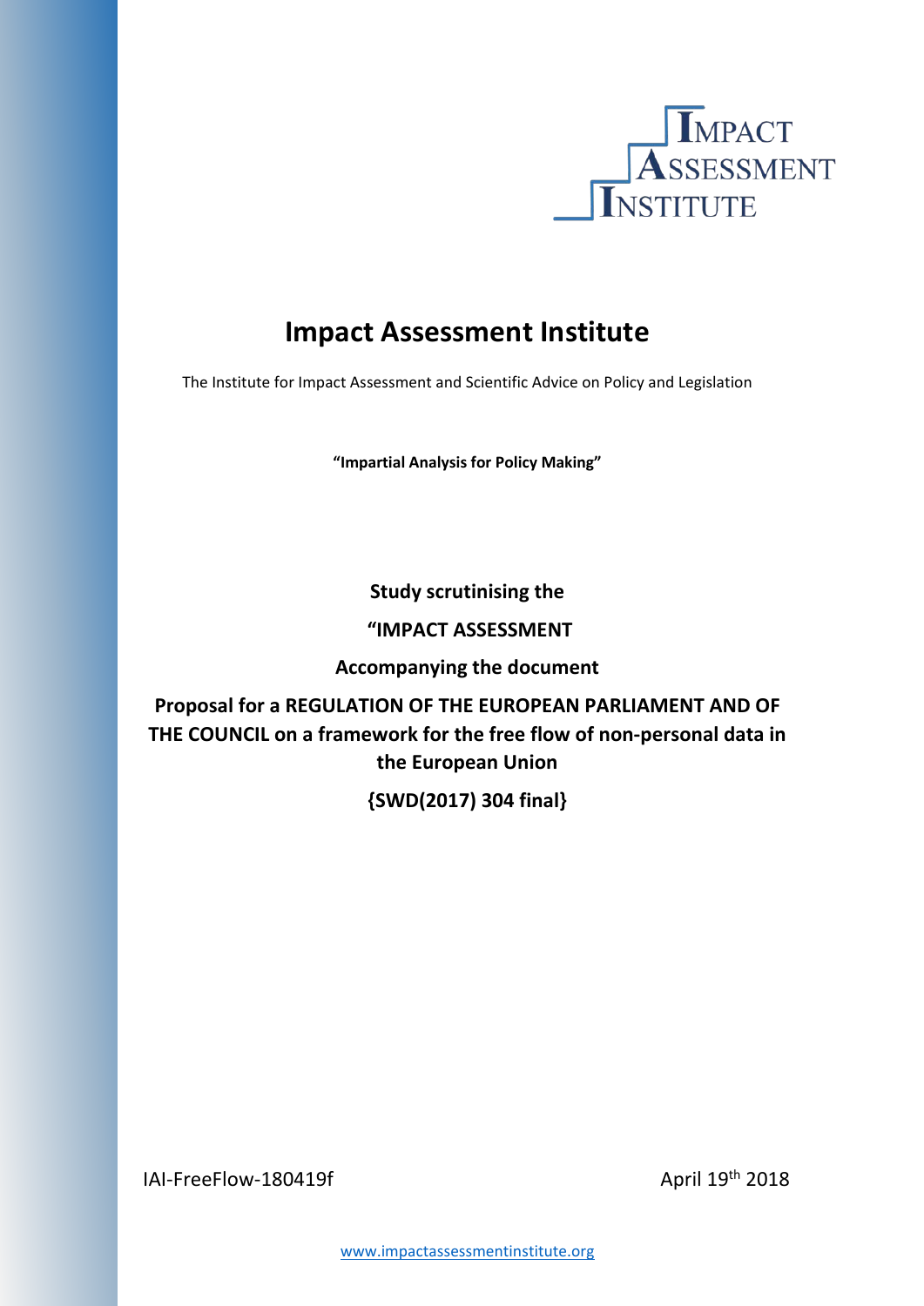IMPACT ASSESSMENT INSTITUTE

# Impact Assessment Institute

The Institute for Impact Assessment and Scientific Advice on Policy and Legislation

**"Impartial Analysis for Policy Making"**

**Study scrutinising the**

**"IMPACT ASSESSMENT**

**Accompanying the document**

**Proposal for a REGULATION OF THE EUROPEAN PARLIAMENT AND OF THE COUNCIL on a framework for the free flow of non-personal data in the European Union**

**{SWD(2017) 304 final}**

IAI-FreeFlow-180419f

April 19th 2018

www.impactassessmentinstitute.org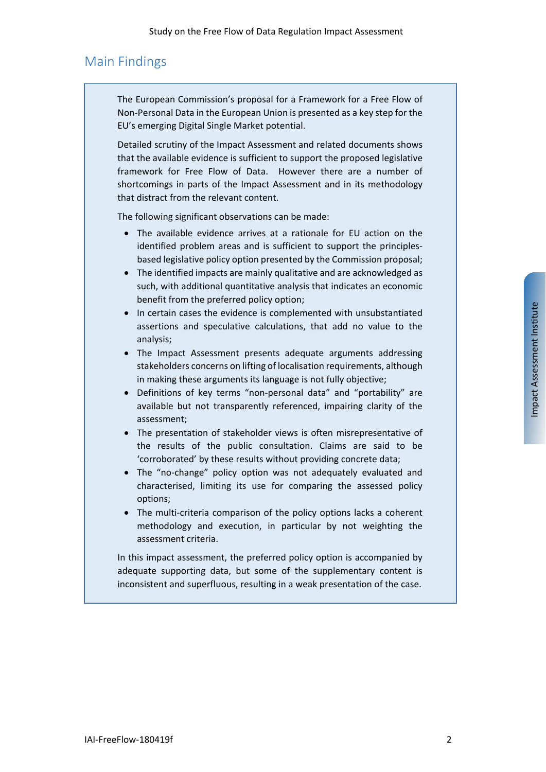## Main Findings

The European Commission's proposal for a Framework for a Free Flow of Non-Personal Data in the European Union is presented as a key step for the EU's emerging Digital Single Market potential.

Detailed scrutiny of the Impact Assessment and related documents shows that the available evidence is sufficient to support the proposed legislative framework for Free Flow of Data. However there are a number of shortcomings in parts of the Impact Assessment and in its methodology that distract from the relevant content.

The following significant observations can be made:

- The available evidence arrives at a rationale for EU action on the identified problem areas and is sufficient to support the principles-based legislative policy option presented by the Commission proposal;
- The identified impacts are mainly qualitative and are acknowledged as such, with additional quantitative analysis that indicates an economic benefit from the preferred policy option;
- In certain cases the evidence is complemented with unsubstantiated assertions and speculative calculations, that add no value to the analysis;
- The Impact Assessment presents adequate arguments addressing stakeholders concerns on lifting of localisation requirements, although in making these arguments its language is not fully objective;
- Definitions of key terms "non-personal data" and "portability" are available but not transparently referenced, impairing clarity of the assessment;
- The presentation of stakeholder views is often misrepresentative of the results of the public consultation. Claims are said to be 'corroborated' by these results without providing concrete data;
- The "no-change" policy option was not adequately evaluated and characterised, limiting its use for comparing the assessed policy options;
- The multi-criteria comparison of the policy options lacks a coherent methodology and execution, in particular by not weighting the assessment criteria.

In this impact assessment, the preferred policy option is accompanied by adequate supporting data, but some of the supplementary content is inconsistent and superfluous, resulting in a weak presentation of the case.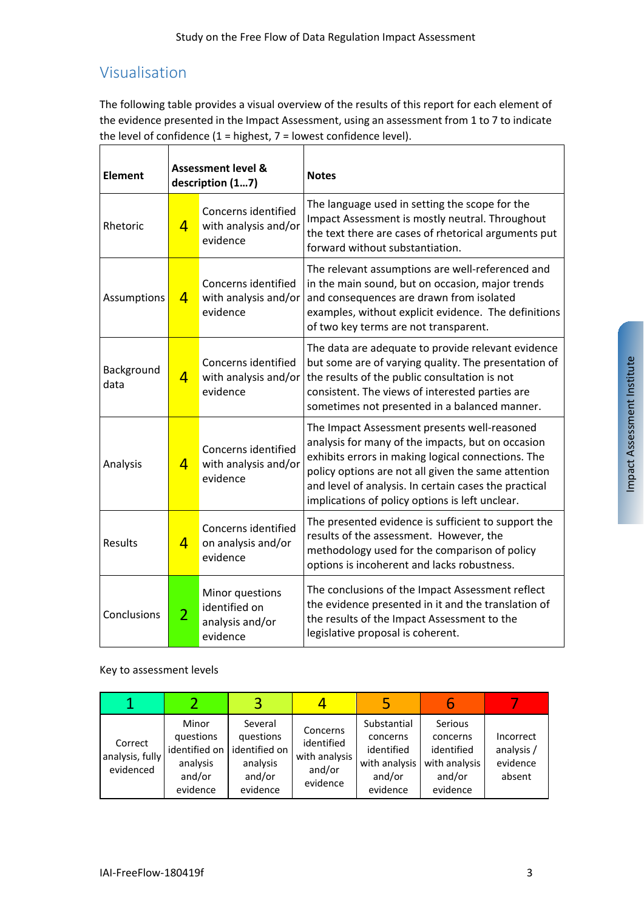## Visualisation

The following table provides a visual overview of the results of this report for each element of the evidence presented in the Impact Assessment, using an assessment from 1 to 7 to indicate the level of confidence (1 = highest, 7 = lowest confidence level).

| **Element** | **Assessment level & description (1…7)** | | **Notes** |
|---|---|---|---|
| Rhetoric | 4 | Concerns identified with analysis and/or evidence | The language used in setting the scope for the Impact Assessment is mostly neutral. Throughout the text there are cases of rhetorical arguments put forward without substantiation. |
| Assumptions | 4 | Concerns identified with analysis and/or evidence | The relevant assumptions are well-referenced and in the main sound, but on occasion, major trends and consequences are drawn from isolated examples, without explicit evidence. The definitions of two key terms are not transparent. |
| Background data | 4 | Concerns identified with analysis and/or evidence | The data are adequate to provide relevant evidence but some are of varying quality. The presentation of the results of the public consultation is not consistent. The views of interested parties are sometimes not presented in a balanced manner. |
| Analysis | 4 | Concerns identified with analysis and/or evidence | The Impact Assessment presents well-reasoned analysis for many of the impacts, but on occasion exhibits errors in making logical connections. The policy options are not all given the same attention and level of analysis. In certain cases the practical implications of policy options is left unclear. |
| Results | 4 | Concerns identified on analysis and/or evidence | The presented evidence is sufficient to support the results of the assessment. However, the methodology used for the comparison of policy options is incoherent and lacks robustness. |
| Conclusions | 2 | Minor questions identified on analysis and/or evidence | The conclusions of the Impact Assessment reflect the evidence presented in it and the translation of the results of the Impact Assessment to the legislative proposal is coherent. |

Key to assessment levels

| 1 | 2 | 3 | 4 | 5 | 6 | 7 |
|---|---|---|---|---|---|---|
| Correct analysis, fully evidenced | Minor questions identified on analysis and/or evidence | Several questions identified on analysis and/or evidence | Concerns identified with analysis and/or evidence | Substantial concerns identified with analysis and/or evidence | Serious concerns identified with analysis and/or evidence | Incorrect analysis / evidence absent |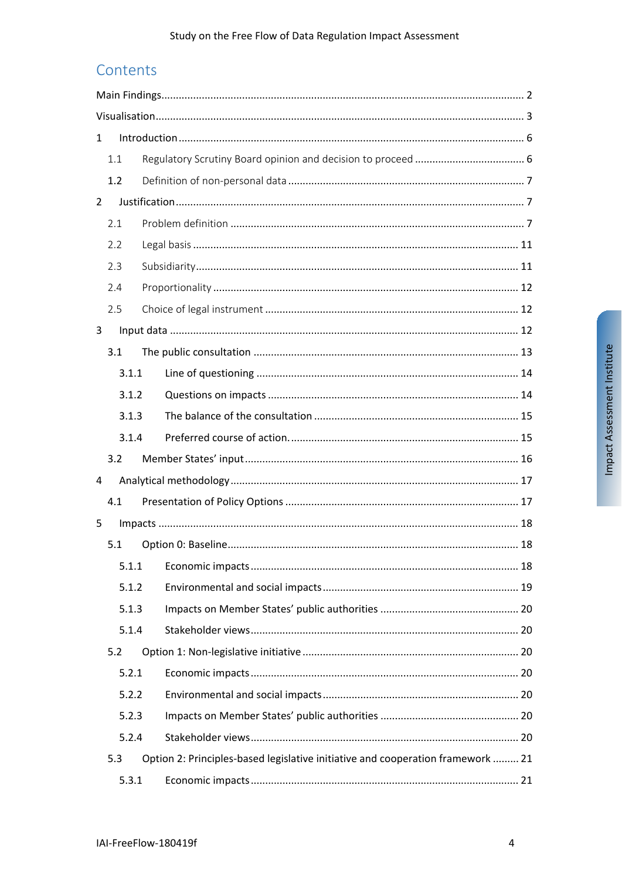## Contents

Main Findings ..... 2

Visualisation ..... 3

1 Introduction ..... 6

- 1.1 Regulatory Scrutiny Board opinion and decision to proceed ..... 6
- 1.2 Definition of non-personal data ..... 7

2 Justification ..... 7

- 2.1 Problem definition ..... 7
- 2.2 Legal basis ..... 11
- 2.3 Subsidiarity ..... 11
- 2.4 Proportionality ..... 12
- 2.5 Choice of legal instrument ..... 12

3 Input data ..... 12

- 3.1 The public consultation ..... 13
  - 3.1.1 Line of questioning ..... 14
  - 3.1.2 Questions on impacts ..... 14
  - 3.1.3 The balance of the consultation ..... 15
  - 3.1.4 Preferred course of action. ..... 15
- 3.2 Member States' input ..... 16

4 Analytical methodology ..... 17

- 4.1 Presentation of Policy Options ..... 17

5 Impacts ..... 18

- 5.1 Option 0: Baseline ..... 18
  - 5.1.1 Economic impacts ..... 18
  - 5.1.2 Environmental and social impacts ..... 19
  - 5.1.3 Impacts on Member States' public authorities ..... 20
  - 5.1.4 Stakeholder views ..... 20
- 5.2 Option 1: Non-legislative initiative ..... 20
  - 5.2.1 Economic impacts ..... 20
  - 5.2.2 Environmental and social impacts ..... 20
  - 5.2.3 Impacts on Member States' public authorities ..... 20
  - 5.2.4 Stakeholder views ..... 20
- 5.3 Option 2: Principles-based legislative initiative and cooperation framework ..... 21
  - 5.3.1 Economic impacts ..... 21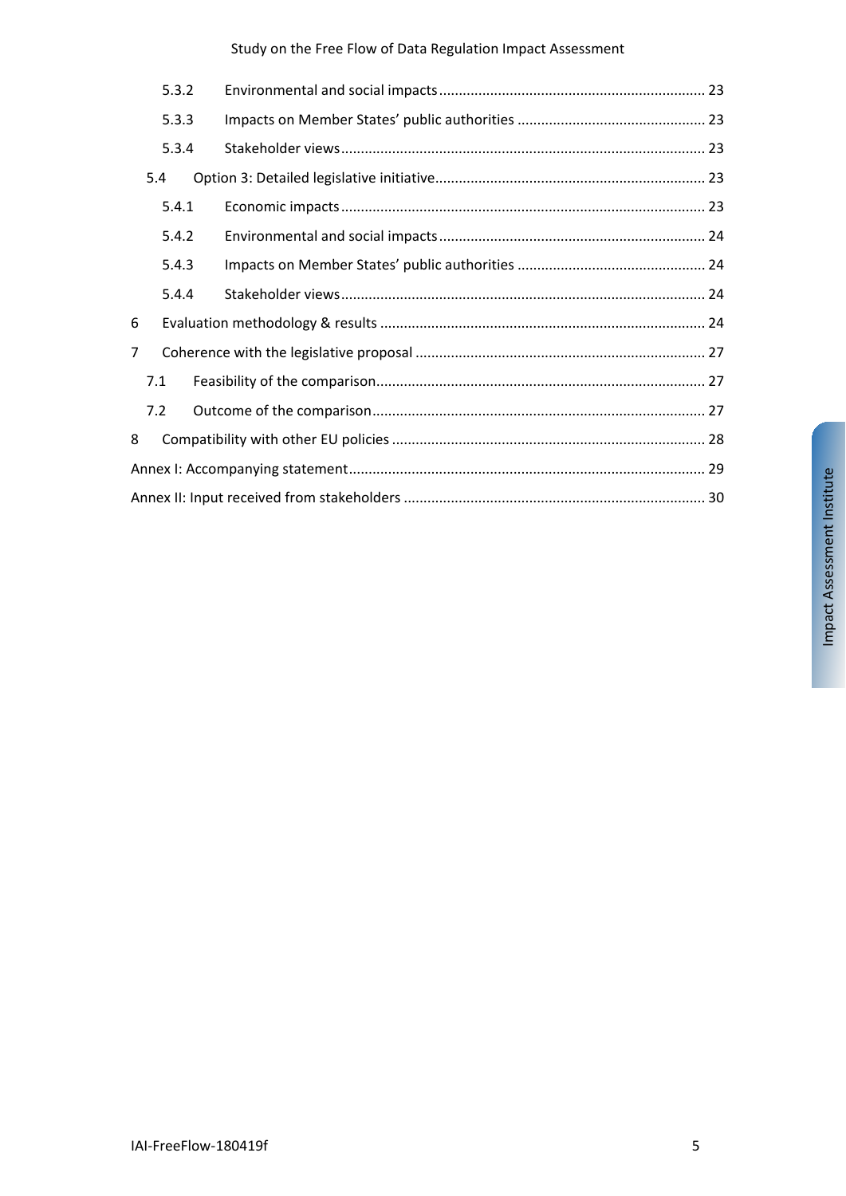- 5.3.2 Environmental and social impacts ... 23
- 5.3.3 Impacts on Member States' public authorities ... 23
- 5.3.4 Stakeholder views ... 23
- 5.4 Option 3: Detailed legislative initiative ... 23
- 5.4.1 Economic impacts ... 23
- 5.4.2 Environmental and social impacts ... 24
- 5.4.3 Impacts on Member States' public authorities ... 24
- 5.4.4 Stakeholder views ... 24
- 6 Evaluation methodology & results ... 24
- 7 Coherence with the legislative proposal ... 27
- 7.1 Feasibility of the comparison ... 27
- 7.2 Outcome of the comparison ... 27
- 8 Compatibility with other EU policies ... 28
- Annex I: Accompanying statement ... 29
- Annex II: Input received from stakeholders ... 30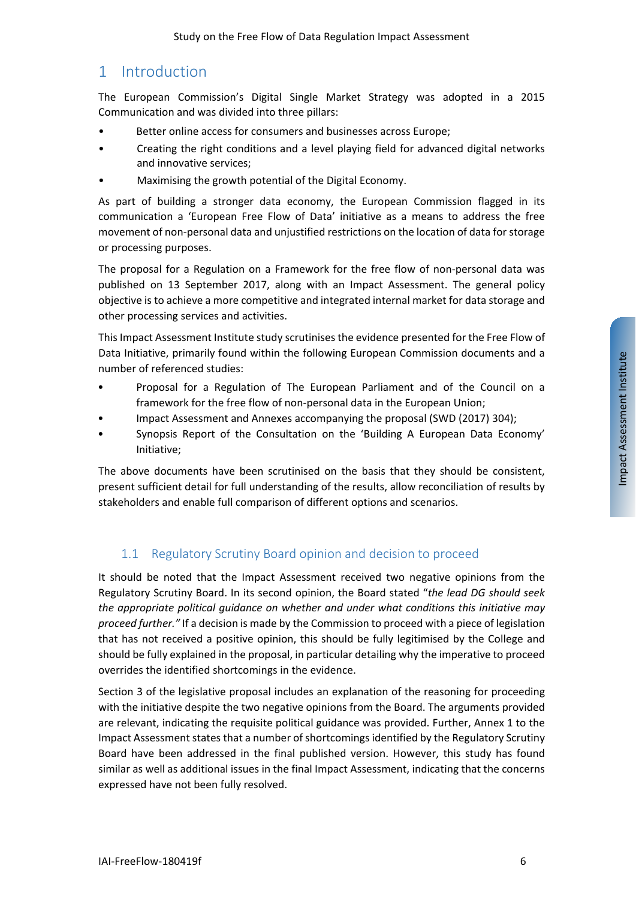# 1 Introduction

The European Commission's Digital Single Market Strategy was adopted in a 2015 Communication and was divided into three pillars:

- Better online access for consumers and businesses across Europe;
- Creating the right conditions and a level playing field for advanced digital networks and innovative services;
- Maximising the growth potential of the Digital Economy.

As part of building a stronger data economy, the European Commission flagged in its communication a 'European Free Flow of Data' initiative as a means to address the free movement of non-personal data and unjustified restrictions on the location of data for storage or processing purposes.

The proposal for a Regulation on a Framework for the free flow of non-personal data was published on 13 September 2017, along with an Impact Assessment. The general policy objective is to achieve a more competitive and integrated internal market for data storage and other processing services and activities.

This Impact Assessment Institute study scrutinises the evidence presented for the Free Flow of Data Initiative, primarily found within the following European Commission documents and a number of referenced studies:

- Proposal for a Regulation of The European Parliament and of the Council on a framework for the free flow of non-personal data in the European Union;
- Impact Assessment and Annexes accompanying the proposal (SWD (2017) 304);
- Synopsis Report of the Consultation on the 'Building A European Data Economy' Initiative;

The above documents have been scrutinised on the basis that they should be consistent, present sufficient detail for full understanding of the results, allow reconciliation of results by stakeholders and enable full comparison of different options and scenarios.

## 1.1 Regulatory Scrutiny Board opinion and decision to proceed

It should be noted that the Impact Assessment received two negative opinions from the Regulatory Scrutiny Board. In its second opinion, the Board stated "*the lead DG should seek the appropriate political guidance on whether and under what conditions this initiative may proceed further."* If a decision is made by the Commission to proceed with a piece of legislation that has not received a positive opinion, this should be fully legitimised by the College and should be fully explained in the proposal, in particular detailing why the imperative to proceed overrides the identified shortcomings in the evidence.

Section 3 of the legislative proposal includes an explanation of the reasoning for proceeding with the initiative despite the two negative opinions from the Board. The arguments provided are relevant, indicating the requisite political guidance was provided. Further, Annex 1 to the Impact Assessment states that a number of shortcomings identified by the Regulatory Scrutiny Board have been addressed in the final published version. However, this study has found similar as well as additional issues in the final Impact Assessment, indicating that the concerns expressed have not been fully resolved.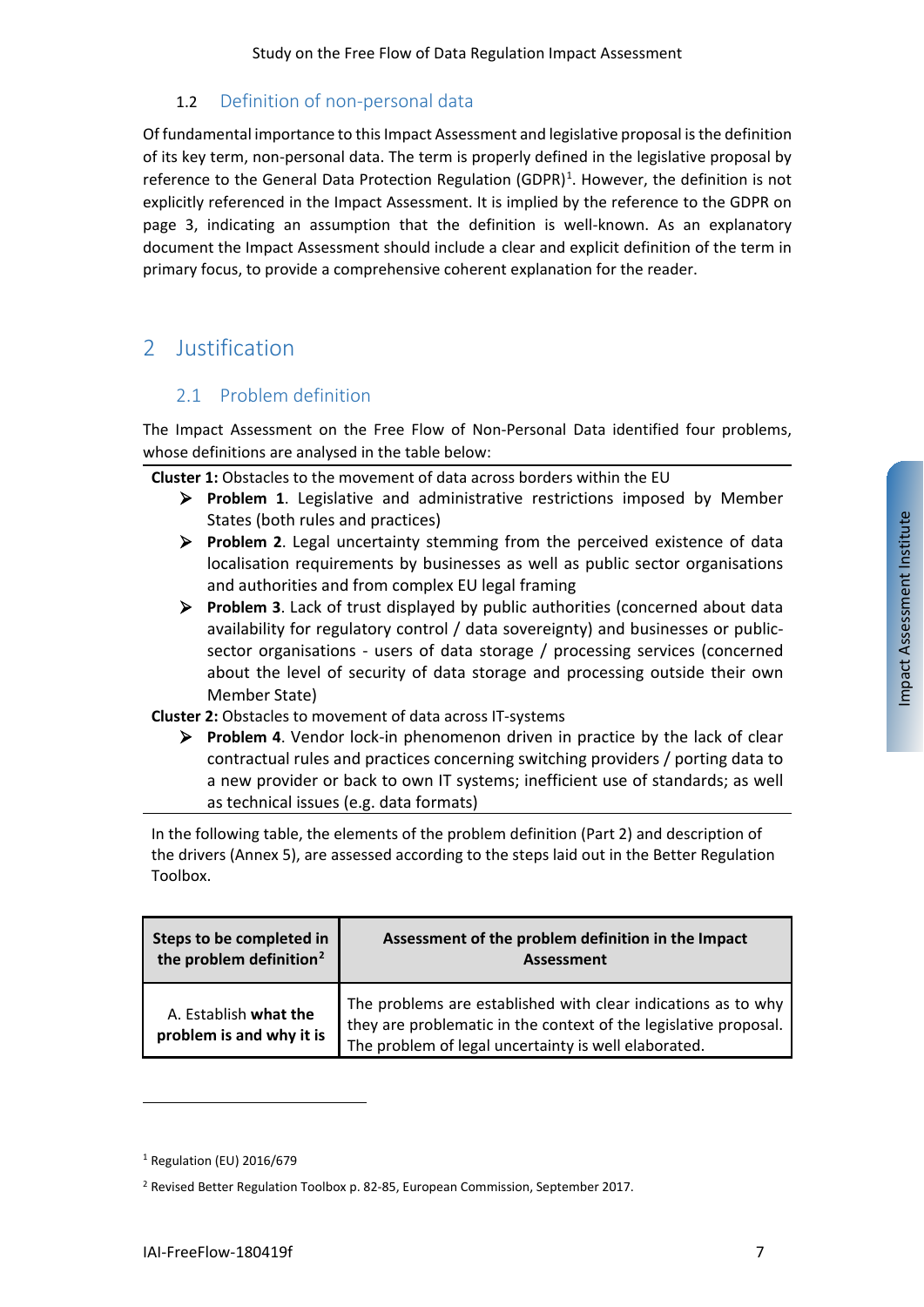### 1.2 Definition of non-personal data

Of fundamental importance to this Impact Assessment and legislative proposal is the definition of its key term, non-personal data. The term is properly defined in the legislative proposal by reference to the General Data Protection Regulation (GDPR)[1]. However, the definition is not explicitly referenced in the Impact Assessment. It is implied by the reference to the GDPR on page 3, indicating an assumption that the definition is well-known. As an explanatory document the Impact Assessment should include a clear and explicit definition of the term in primary focus, to provide a comprehensive coherent explanation for the reader.

## 2 Justification

### 2.1 Problem definition

The Impact Assessment on the Free Flow of Non-Personal Data identified four problems, whose definitions are analysed in the table below:

**Cluster 1:** Obstacles to the movement of data across borders within the EU

- **Problem 1**. Legislative and administrative restrictions imposed by Member States (both rules and practices)
- **Problem 2**. Legal uncertainty stemming from the perceived existence of data localisation requirements by businesses as well as public sector organisations and authorities and from complex EU legal framing
- **Problem 3**. Lack of trust displayed by public authorities (concerned about data availability for regulatory control / data sovereignty) and businesses or public-sector organisations - users of data storage / processing services (concerned about the level of security of data storage and processing outside their own Member State)

**Cluster 2:** Obstacles to movement of data across IT-systems

- **Problem 4**. Vendor lock-in phenomenon driven in practice by the lack of clear contractual rules and practices concerning switching providers / porting data to a new provider or back to own IT systems; inefficient use of standards; as well as technical issues (e.g. data formats)

In the following table, the elements of the problem definition (Part 2) and description of the drivers (Annex 5), are assessed according to the steps laid out in the Better Regulation Toolbox.

| Steps to be completed in the problem definition[2] | Assessment of the problem definition in the Impact Assessment |
|---|---|
| A. Establish **what the problem is and why it is** | The problems are established with clear indications as to why they are problematic in the context of the legislative proposal. The problem of legal uncertainty is well elaborated. |

[1] Regulation (EU) 2016/679

[2] Revised Better Regulation Toolbox p. 82-85, European Commission, September 2017.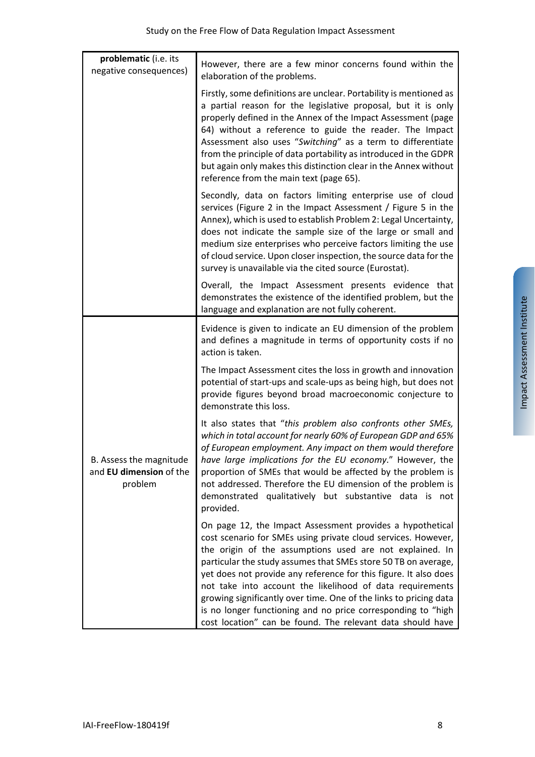| | |
|---|---|
| **problematic** (i.e. its negative consequences) | However, there are a few minor concerns found within the elaboration of the problems.<br><br>Firstly, some definitions are unclear. Portability is mentioned as a partial reason for the legislative proposal, but it is only properly defined in the Annex of the Impact Assessment (page 64) without a reference to guide the reader. The Impact Assessment also uses "*Switching*" as a term to differentiate from the principle of data portability as introduced in the GDPR but again only makes this distinction clear in the Annex without reference from the main text (page 65).<br><br>Secondly, data on factors limiting enterprise use of cloud services (Figure 2 in the Impact Assessment / Figure 5 in the Annex), which is used to establish Problem 2: Legal Uncertainty, does not indicate the sample size of the large or small and medium size enterprises who perceive factors limiting the use of cloud service. Upon closer inspection, the source data for the survey is unavailable via the cited source (Eurostat).<br><br>Overall, the Impact Assessment presents evidence that demonstrates the existence of the identified problem, but the language and explanation are not fully coherent. |
| B. Assess the magnitude and **EU dimension** of the problem | Evidence is given to indicate an EU dimension of the problem and defines a magnitude in terms of opportunity costs if no action is taken.<br><br>The Impact Assessment cites the loss in growth and innovation potential of start-ups and scale-ups as being high, but does not provide figures beyond broad macroeconomic conjecture to demonstrate this loss.<br><br>It also states that "*this problem also confronts other SMEs, which in total account for nearly 60% of European GDP and 65% of European employment. Any impact on them would therefore have large implications for the EU economy*." However, the proportion of SMEs that would be affected by the problem is not addressed. Therefore the EU dimension of the problem is demonstrated qualitatively but substantive data is not provided.<br><br>On page 12, the Impact Assessment provides a hypothetical cost scenario for SMEs using private cloud services. However, the origin of the assumptions used are not explained. In particular the study assumes that SMEs store 50 TB on average, yet does not provide any reference for this figure. It also does not take into account the likelihood of data requirements growing significantly over time. One of the links to pricing data is no longer functioning and no price corresponding to "high cost location" can be found. The relevant data should have |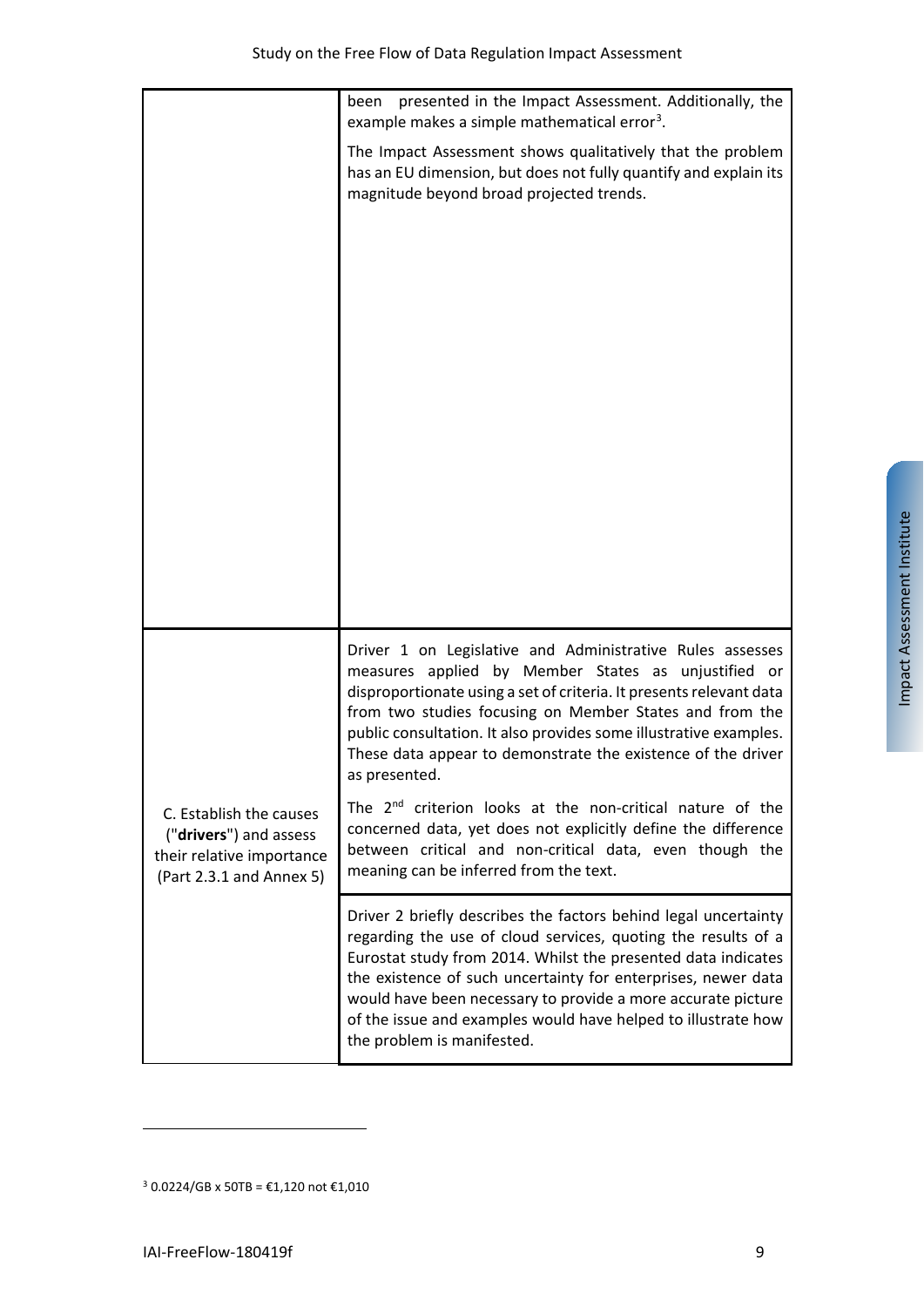| | |
|---|---|
| | been presented in the Impact Assessment. Additionally, the example makes a simple mathematical error[3].<br><br>The Impact Assessment shows qualitatively that the problem has an EU dimension, but does not fully quantify and explain its magnitude beyond broad projected trends. |
| C. Establish the causes ("**drivers**") and assess their relative importance (Part 2.3.1 and Annex 5) | Driver 1 on Legislative and Administrative Rules assesses measures applied by Member States as unjustified or disproportionate using a set of criteria. It presents relevant data from two studies focusing on Member States and from the public consultation. It also provides some illustrative examples. These data appear to demonstrate the existence of the driver as presented.<br><br>The 2nd criterion looks at the non-critical nature of the concerned data, yet does not explicitly define the difference between critical and non-critical data, even though the meaning can be inferred from the text. |
| | Driver 2 briefly describes the factors behind legal uncertainty regarding the use of cloud services, quoting the results of a Eurostat study from 2014. Whilst the presented data indicates the existence of such uncertainty for enterprises, newer data would have been necessary to provide a more accurate picture of the issue and examples would have helped to illustrate how the problem is manifested. |

[3] 0.0224/GB x 50TB = €1,120 not €1,010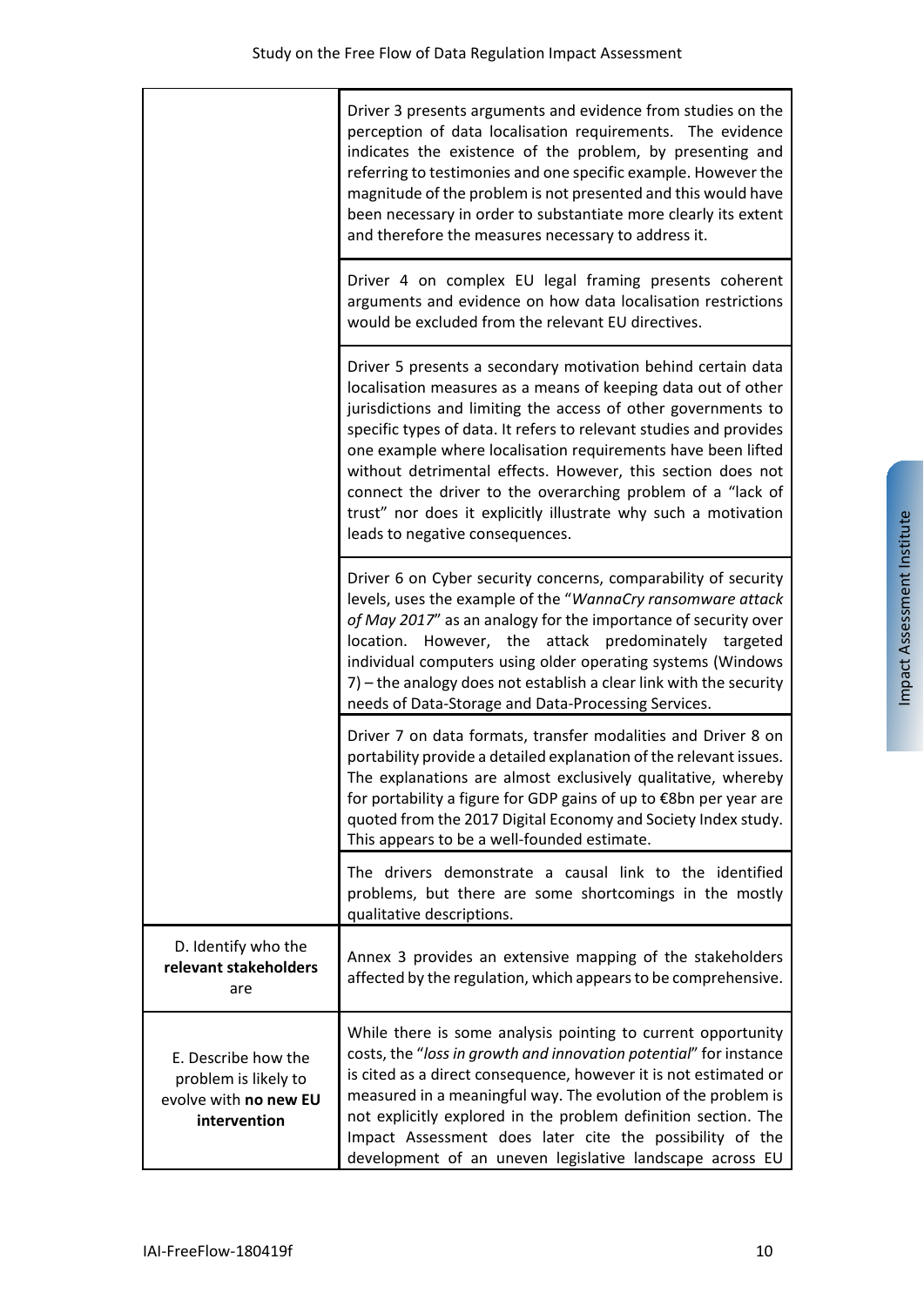| | |
|---|---|
| | Driver 3 presents arguments and evidence from studies on the perception of data localisation requirements. The evidence indicates the existence of the problem, by presenting and referring to testimonies and one specific example. However the magnitude of the problem is not presented and this would have been necessary in order to substantiate more clearly its extent and therefore the measures necessary to address it. |
| | Driver 4 on complex EU legal framing presents coherent arguments and evidence on how data localisation restrictions would be excluded from the relevant EU directives. |
| | Driver 5 presents a secondary motivation behind certain data localisation measures as a means of keeping data out of other jurisdictions and limiting the access of other governments to specific types of data. It refers to relevant studies and provides one example where localisation requirements have been lifted without detrimental effects. However, this section does not connect the driver to the overarching problem of a "lack of trust" nor does it explicitly illustrate why such a motivation leads to negative consequences. |
| | Driver 6 on Cyber security concerns, comparability of security levels, uses the example of the "*WannaCry ransomware attack of May 2017*" as an analogy for the importance of security over location. However, the attack predominately targeted individual computers using older operating systems (Windows 7) – the analogy does not establish a clear link with the security needs of Data-Storage and Data-Processing Services. |
| | Driver 7 on data formats, transfer modalities and Driver 8 on portability provide a detailed explanation of the relevant issues. The explanations are almost exclusively qualitative, whereby for portability a figure for GDP gains of up to €8bn per year are quoted from the 2017 Digital Economy and Society Index study. This appears to be a well-founded estimate. |
| | The drivers demonstrate a causal link to the identified problems, but there are some shortcomings in the mostly qualitative descriptions. |
| D. Identify who the **relevant stakeholders** are | Annex 3 provides an extensive mapping of the stakeholders affected by the regulation, which appears to be comprehensive. |
| E. Describe how the problem is likely to evolve with **no new EU intervention** | While there is some analysis pointing to current opportunity costs, the "*loss in growth and innovation potential*" for instance is cited as a direct consequence, however it is not estimated or measured in a meaningful way. The evolution of the problem is not explicitly explored in the problem definition section. The Impact Assessment does later cite the possibility of the development of an uneven legislative landscape across EU |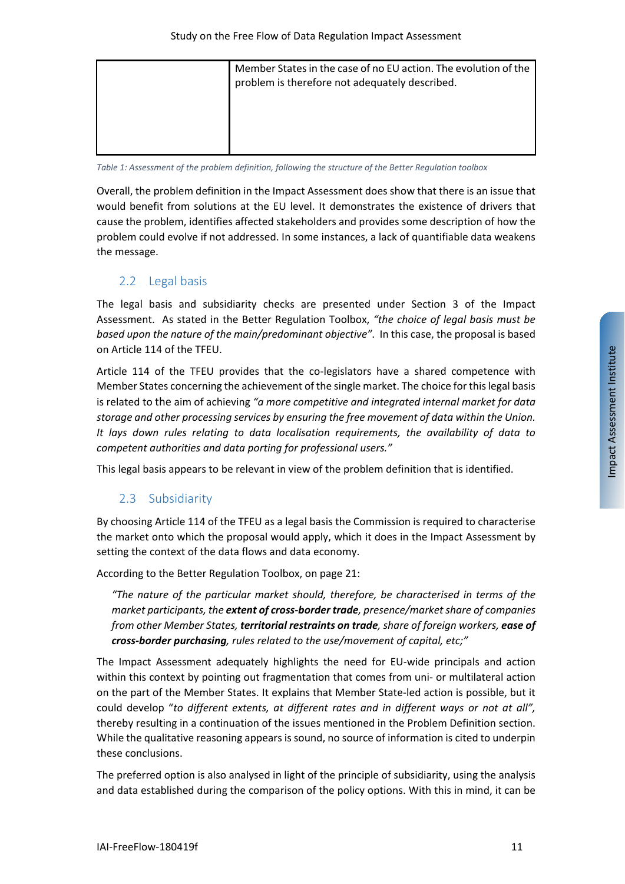| | Member States in the case of no EU action. The evolution of the problem is therefore not adequately described. |
|---|---|

*Table 1: Assessment of the problem definition, following the structure of the Better Regulation toolbox*

Overall, the problem definition in the Impact Assessment does show that there is an issue that would benefit from solutions at the EU level. It demonstrates the existence of drivers that cause the problem, identifies affected stakeholders and provides some description of how the problem could evolve if not addressed. In some instances, a lack of quantifiable data weakens the message.

## 2.2 Legal basis

The legal basis and subsidiarity checks are presented under Section 3 of the Impact Assessment. As stated in the Better Regulation Toolbox, *"the choice of legal basis must be based upon the nature of the main/predominant objective"*. In this case, the proposal is based on Article 114 of the TFEU.

Article 114 of the TFEU provides that the co-legislators have a shared competence with Member States concerning the achievement of the single market. The choice for this legal basis is related to the aim of achieving *"a more competitive and integrated internal market for data storage and other processing services by ensuring the free movement of data within the Union. It lays down rules relating to data localisation requirements, the availability of data to competent authorities and data porting for professional users."*

This legal basis appears to be relevant in view of the problem definition that is identified.

## 2.3 Subsidiarity

By choosing Article 114 of the TFEU as a legal basis the Commission is required to characterise the market onto which the proposal would apply, which it does in the Impact Assessment by setting the context of the data flows and data economy.

According to the Better Regulation Toolbox, on page 21:

> *"The nature of the particular market should, therefore, be characterised in terms of the market participants, the* ***extent of cross-border trade****, presence/market share of companies from other Member States,* ***territorial restraints on trade****, share of foreign workers,* ***ease of cross-border purchasing****, rules related to the use/movement of capital, etc;"*

The Impact Assessment adequately highlights the need for EU-wide principals and action within this context by pointing out fragmentation that comes from uni- or multilateral action on the part of the Member States. It explains that Member State-led action is possible, but it could develop "*to different extents, at different rates and in different ways or not at all",* thereby resulting in a continuation of the issues mentioned in the Problem Definition section. While the qualitative reasoning appears is sound, no source of information is cited to underpin these conclusions.

The preferred option is also analysed in light of the principle of subsidiarity, using the analysis and data established during the comparison of the policy options. With this in mind, it can be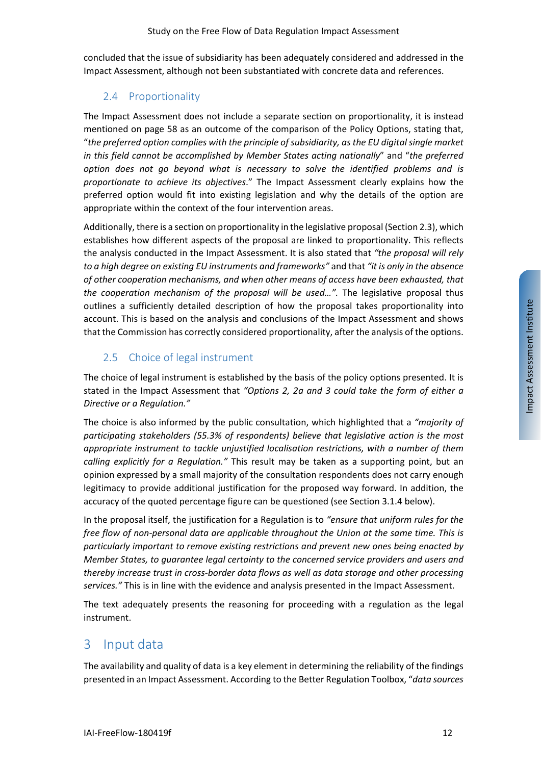concluded that the issue of subsidiarity has been adequately considered and addressed in the Impact Assessment, although not been substantiated with concrete data and references.

### 2.4 Proportionality

The Impact Assessment does not include a separate section on proportionality, it is instead mentioned on page 58 as an outcome of the comparison of the Policy Options, stating that, "*the preferred option complies with the principle of subsidiarity, as the EU digital single market in this field cannot be accomplished by Member States acting nationally*" and "*the preferred option does not go beyond what is necessary to solve the identified problems and is proportionate to achieve its objectives*." The Impact Assessment clearly explains how the preferred option would fit into existing legislation and why the details of the option are appropriate within the context of the four intervention areas.

Additionally, there is a section on proportionality in the legislative proposal (Section 2.3), which establishes how different aspects of the proposal are linked to proportionality. This reflects the analysis conducted in the Impact Assessment. It is also stated that *"the proposal will rely to a high degree on existing EU instruments and frameworks"* and that *"it is only in the absence of other cooperation mechanisms, and when other means of access have been exhausted, that the cooperation mechanism of the proposal will be used…"*. The legislative proposal thus outlines a sufficiently detailed description of how the proposal takes proportionality into account. This is based on the analysis and conclusions of the Impact Assessment and shows that the Commission has correctly considered proportionality, after the analysis of the options.

### 2.5 Choice of legal instrument

The choice of legal instrument is established by the basis of the policy options presented. It is stated in the Impact Assessment that *"Options 2, 2a and 3 could take the form of either a Directive or a Regulation."*

The choice is also informed by the public consultation, which highlighted that a *"majority of participating stakeholders (55.3% of respondents) believe that legislative action is the most appropriate instrument to tackle unjustified localisation restrictions, with a number of them calling explicitly for a Regulation."* This result may be taken as a supporting point, but an opinion expressed by a small majority of the consultation respondents does not carry enough legitimacy to provide additional justification for the proposed way forward. In addition, the accuracy of the quoted percentage figure can be questioned (see Section 3.1.4 below).

In the proposal itself, the justification for a Regulation is to *"ensure that uniform rules for the free flow of non-personal data are applicable throughout the Union at the same time. This is particularly important to remove existing restrictions and prevent new ones being enacted by Member States, to guarantee legal certainty to the concerned service providers and users and thereby increase trust in cross-border data flows as well as data storage and other processing services."* This is in line with the evidence and analysis presented in the Impact Assessment.

The text adequately presents the reasoning for proceeding with a regulation as the legal instrument.

## 3 Input data

The availability and quality of data is a key element in determining the reliability of the findings presented in an Impact Assessment. According to the Better Regulation Toolbox, "*data sources*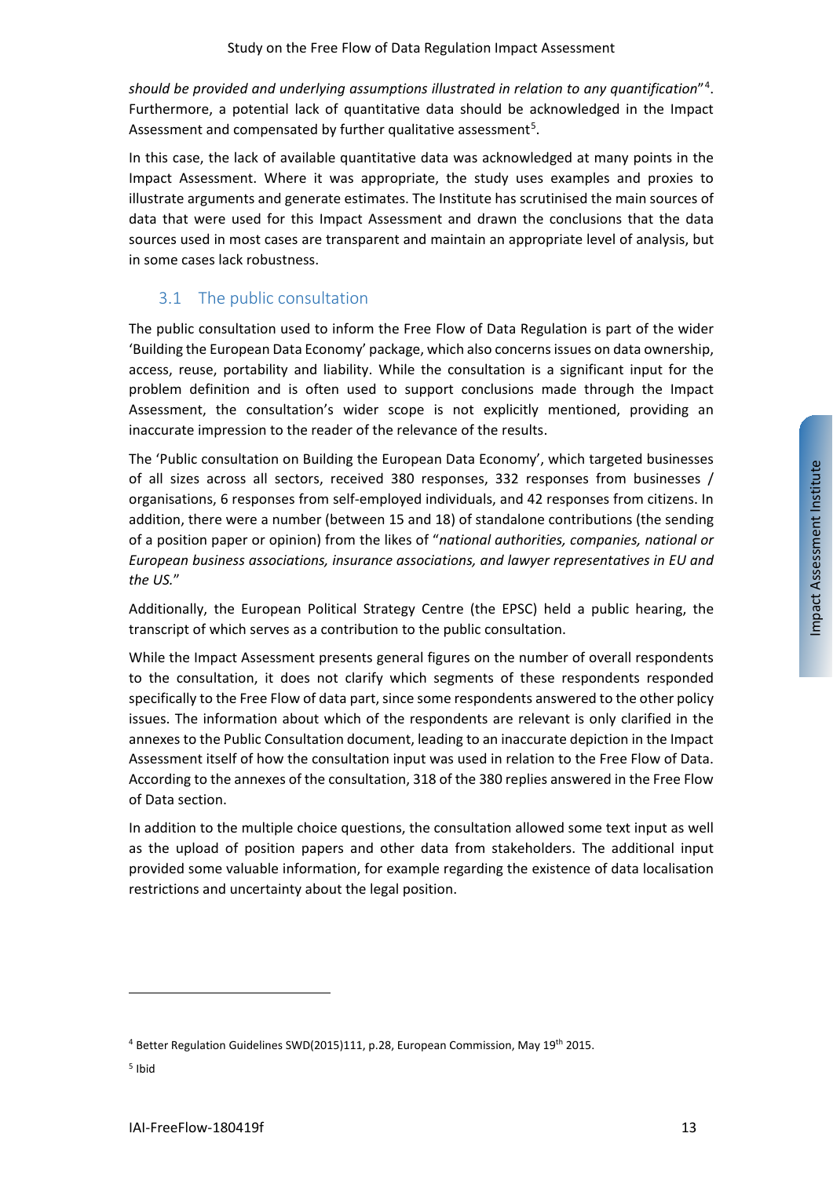*should be provided and underlying assumptions illustrated in relation to any quantification*"[4]. Furthermore, a potential lack of quantitative data should be acknowledged in the Impact Assessment and compensated by further qualitative assessment[5].

In this case, the lack of available quantitative data was acknowledged at many points in the Impact Assessment. Where it was appropriate, the study uses examples and proxies to illustrate arguments and generate estimates. The Institute has scrutinised the main sources of data that were used for this Impact Assessment and drawn the conclusions that the data sources used in most cases are transparent and maintain an appropriate level of analysis, but in some cases lack robustness.

## 3.1 The public consultation

The public consultation used to inform the Free Flow of Data Regulation is part of the wider 'Building the European Data Economy' package, which also concerns issues on data ownership, access, reuse, portability and liability. While the consultation is a significant input for the problem definition and is often used to support conclusions made through the Impact Assessment, the consultation's wider scope is not explicitly mentioned, providing an inaccurate impression to the reader of the relevance of the results.

The 'Public consultation on Building the European Data Economy', which targeted businesses of all sizes across all sectors, received 380 responses, 332 responses from businesses / organisations, 6 responses from self-employed individuals, and 42 responses from citizens. In addition, there were a number (between 15 and 18) of standalone contributions (the sending of a position paper or opinion) from the likes of "*national authorities, companies, national or European business associations, insurance associations, and lawyer representatives in EU and the US.*"

Additionally, the European Political Strategy Centre (the EPSC) held a public hearing, the transcript of which serves as a contribution to the public consultation.

While the Impact Assessment presents general figures on the number of overall respondents to the consultation, it does not clarify which segments of these respondents responded specifically to the Free Flow of data part, since some respondents answered to the other policy issues. The information about which of the respondents are relevant is only clarified in the annexes to the Public Consultation document, leading to an inaccurate depiction in the Impact Assessment itself of how the consultation input was used in relation to the Free Flow of Data. According to the annexes of the consultation, 318 of the 380 replies answered in the Free Flow of Data section.

In addition to the multiple choice questions, the consultation allowed some text input as well as the upload of position papers and other data from stakeholders. The additional input provided some valuable information, for example regarding the existence of data localisation restrictions and uncertainty about the legal position.

---

[4] Better Regulation Guidelines SWD(2015)111, p.28, European Commission, May 19th 2015.

[5] Ibid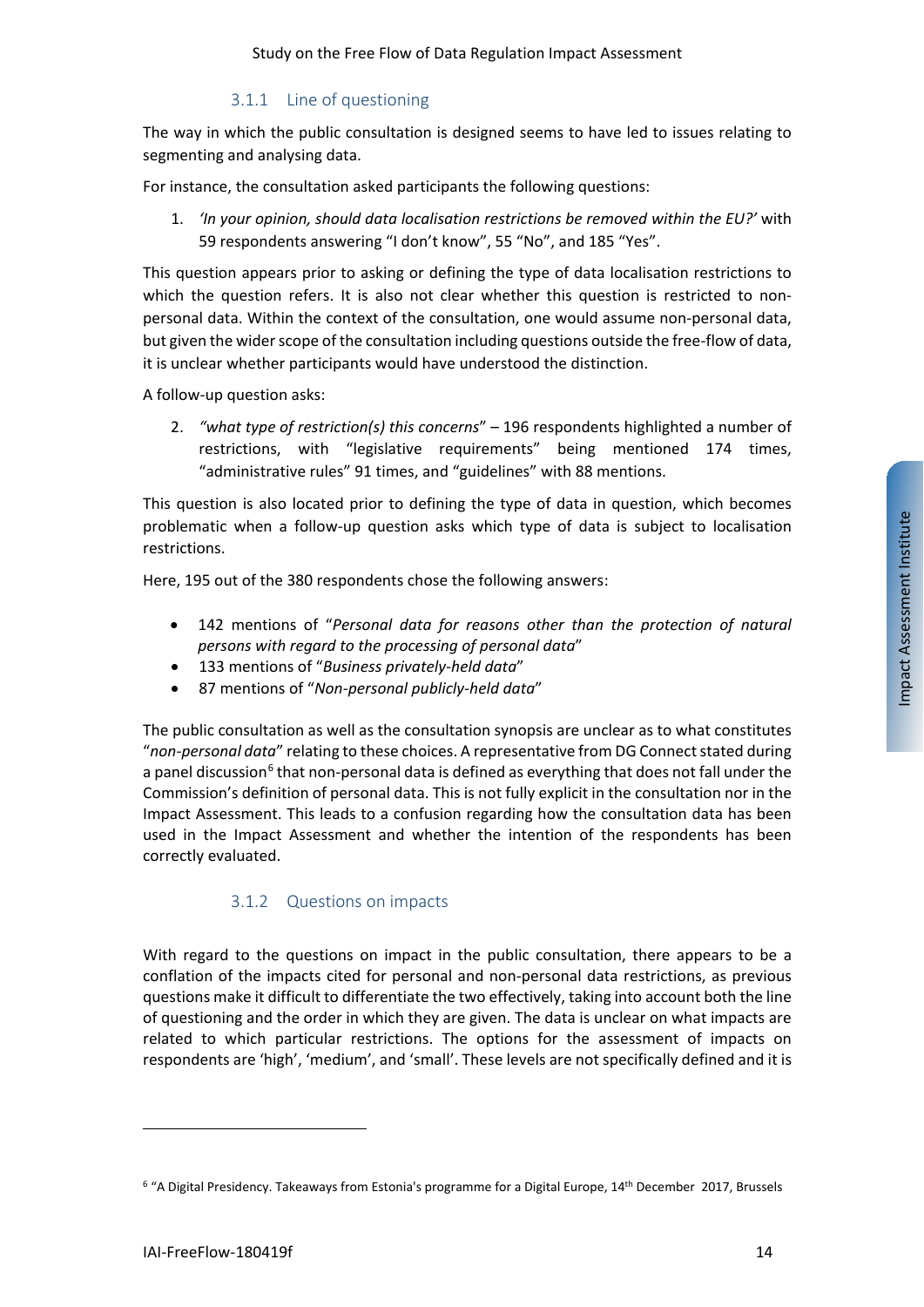### 3.1.1 Line of questioning

The way in which the public consultation is designed seems to have led to issues relating to segmenting and analysing data.

For instance, the consultation asked participants the following questions:

1. *'In your opinion, should data localisation restrictions be removed within the EU?'* with 59 respondents answering "I don't know", 55 "No", and 185 "Yes".

This question appears prior to asking or defining the type of data localisation restrictions to which the question refers. It is also not clear whether this question is restricted to non-personal data. Within the context of the consultation, one would assume non-personal data, but given the wider scope of the consultation including questions outside the free-flow of data, it is unclear whether participants would have understood the distinction.

A follow-up question asks:

2. *"what type of restriction(s) this concerns*" – 196 respondents highlighted a number of restrictions, with "legislative requirements" being mentioned 174 times, "administrative rules" 91 times, and "guidelines" with 88 mentions.

This question is also located prior to defining the type of data in question, which becomes problematic when a follow-up question asks which type of data is subject to localisation restrictions.

Here, 195 out of the 380 respondents chose the following answers:

- 142 mentions of "*Personal data for reasons other than the protection of natural persons with regard to the processing of personal data*"
- 133 mentions of "*Business privately-held data*"
- 87 mentions of "*Non-personal publicly-held data*"

The public consultation as well as the consultation synopsis are unclear as to what constitutes "*non-personal data*" relating to these choices. A representative from DG Connect stated during a panel discussion[6] that non-personal data is defined as everything that does not fall under the Commission's definition of personal data. This is not fully explicit in the consultation nor in the Impact Assessment. This leads to a confusion regarding how the consultation data has been used in the Impact Assessment and whether the intention of the respondents has been correctly evaluated.

### 3.1.2 Questions on impacts

With regard to the questions on impact in the public consultation, there appears to be a conflation of the impacts cited for personal and non-personal data restrictions, as previous questions make it difficult to differentiate the two effectively, taking into account both the line of questioning and the order in which they are given. The data is unclear on what impacts are related to which particular restrictions. The options for the assessment of impacts on respondents are 'high', 'medium', and 'small'. These levels are not specifically defined and it is

---

[6] "A Digital Presidency. Takeaways from Estonia's programme for a Digital Europe, 14th December 2017, Brussels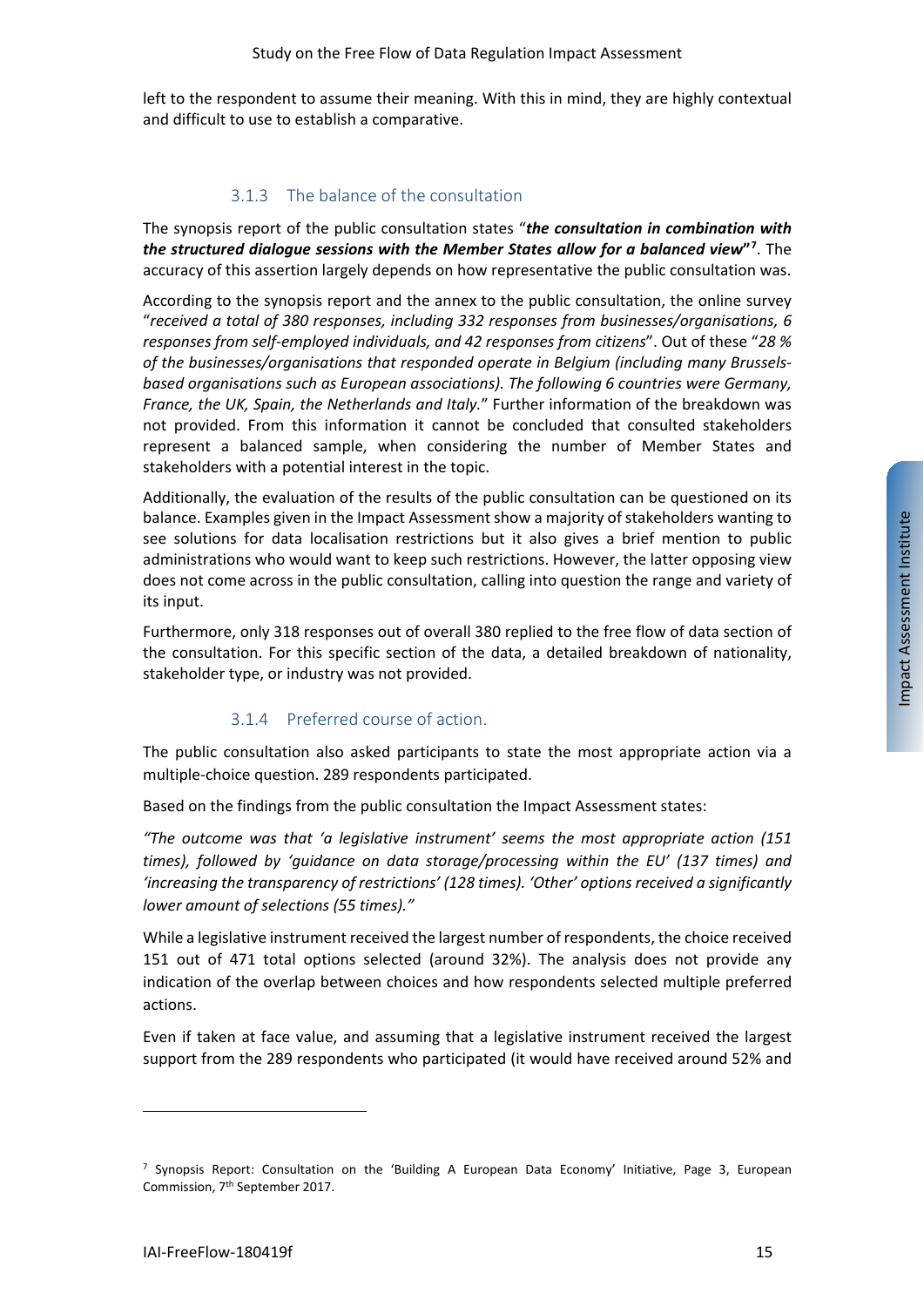left to the respondent to assume their meaning. With this in mind, they are highly contextual and difficult to use to establish a comparative.

### 3.1.3 The balance of the consultation

The synopsis report of the public consultation states "***the consultation in combination with the structured dialogue sessions with the Member States allow for a balanced view***"[7]. The accuracy of this assertion largely depends on how representative the public consultation was.

According to the synopsis report and the annex to the public consultation, the online survey "*received a total of 380 responses, including 332 responses from businesses/organisations, 6 responses from self-employed individuals, and 42 responses from citizens*". Out of these "*28 % of the businesses/organisations that responded operate in Belgium (including many Brussels-based organisations such as European associations). The following 6 countries were Germany, France, the UK, Spain, the Netherlands and Italy.*" Further information of the breakdown was not provided. From this information it cannot be concluded that consulted stakeholders represent a balanced sample, when considering the number of Member States and stakeholders with a potential interest in the topic.

Additionally, the evaluation of the results of the public consultation can be questioned on its balance. Examples given in the Impact Assessment show a majority of stakeholders wanting to see solutions for data localisation restrictions but it also gives a brief mention to public administrations who would want to keep such restrictions. However, the latter opposing view does not come across in the public consultation, calling into question the range and variety of its input.

Furthermore, only 318 responses out of overall 380 replied to the free flow of data section of the consultation. For this specific section of the data, a detailed breakdown of nationality, stakeholder type, or industry was not provided.

### 3.1.4 Preferred course of action.

The public consultation also asked participants to state the most appropriate action via a multiple-choice question. 289 respondents participated.

Based on the findings from the public consultation the Impact Assessment states:

*"The outcome was that 'a legislative instrument' seems the most appropriate action (151 times), followed by 'guidance on data storage/processing within the EU' (137 times) and 'increasing the transparency of restrictions' (128 times). 'Other' options received a significantly lower amount of selections (55 times)."*

While a legislative instrument received the largest number of respondents, the choice received 151 out of 471 total options selected (around 32%). The analysis does not provide any indication of the overlap between choices and how respondents selected multiple preferred actions.

Even if taken at face value, and assuming that a legislative instrument received the largest support from the 289 respondents who participated (it would have received around 52% and

[7] Synopsis Report: Consultation on the 'Building A European Data Economy' Initiative, Page 3, European Commission, 7th September 2017.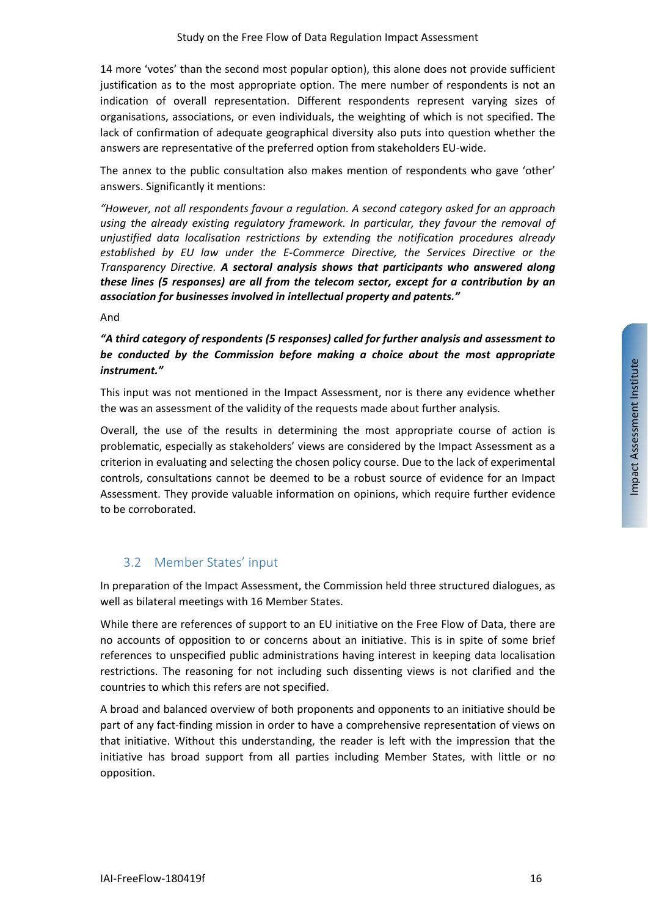14 more 'votes' than the second most popular option), this alone does not provide sufficient justification as to the most appropriate option. The mere number of respondents is not an indication of overall representation. Different respondents represent varying sizes of organisations, associations, or even individuals, the weighting of which is not specified. The lack of confirmation of adequate geographical diversity also puts into question whether the answers are representative of the preferred option from stakeholders EU-wide.

The annex to the public consultation also makes mention of respondents who gave 'other' answers. Significantly it mentions:

*"However, not all respondents favour a regulation. A second category asked for an approach using the already existing regulatory framework. In particular, they favour the removal of unjustified data localisation restrictions by extending the notification procedures already established by EU law under the E-Commerce Directive, the Services Directive or the Transparency Directive.* ***A sectoral analysis shows that participants who answered along these lines (5 responses) are all from the telecom sector, except for a contribution by an association for businesses involved in intellectual property and patents."***

And

***"A third category of respondents (5 responses) called for further analysis and assessment to be conducted by the Commission before making a choice about the most appropriate instrument."***

This input was not mentioned in the Impact Assessment, nor is there any evidence whether the was an assessment of the validity of the requests made about further analysis.

Overall, the use of the results in determining the most appropriate course of action is problematic, especially as stakeholders' views are considered by the Impact Assessment as a criterion in evaluating and selecting the chosen policy course. Due to the lack of experimental controls, consultations cannot be deemed to be a robust source of evidence for an Impact Assessment. They provide valuable information on opinions, which require further evidence to be corroborated.

## 3.2 Member States' input

In preparation of the Impact Assessment, the Commission held three structured dialogues, as well as bilateral meetings with 16 Member States.

While there are references of support to an EU initiative on the Free Flow of Data, there are no accounts of opposition to or concerns about an initiative. This is in spite of some brief references to unspecified public administrations having interest in keeping data localisation restrictions. The reasoning for not including such dissenting views is not clarified and the countries to which this refers are not specified.

A broad and balanced overview of both proponents and opponents to an initiative should be part of any fact-finding mission in order to have a comprehensive representation of views on that initiative. Without this understanding, the reader is left with the impression that the initiative has broad support from all parties including Member States, with little or no opposition.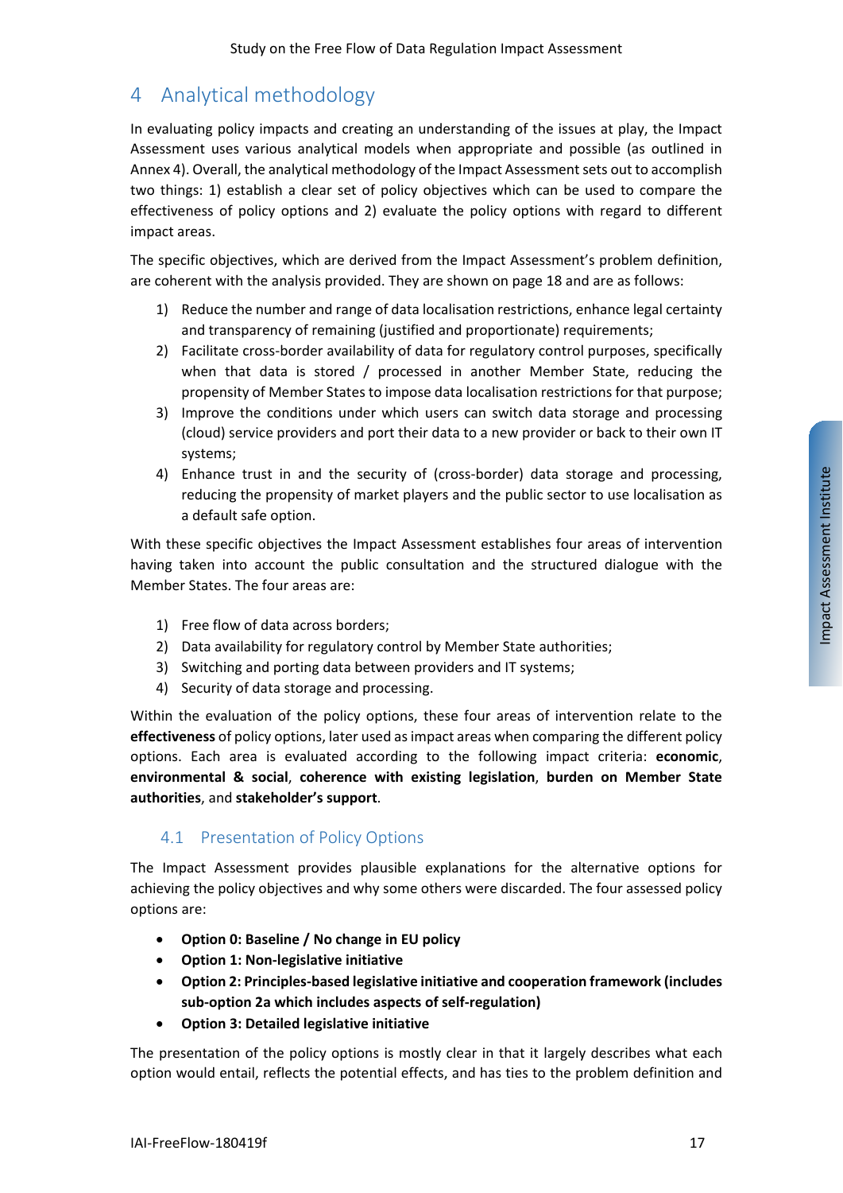# 4 Analytical methodology

In evaluating policy impacts and creating an understanding of the issues at play, the Impact Assessment uses various analytical models when appropriate and possible (as outlined in Annex 4). Overall, the analytical methodology of the Impact Assessment sets out to accomplish two things: 1) establish a clear set of policy objectives which can be used to compare the effectiveness of policy options and 2) evaluate the policy options with regard to different impact areas.

The specific objectives, which are derived from the Impact Assessment's problem definition, are coherent with the analysis provided. They are shown on page 18 and are as follows:

1) Reduce the number and range of data localisation restrictions, enhance legal certainty and transparency of remaining (justified and proportionate) requirements;
2) Facilitate cross-border availability of data for regulatory control purposes, specifically when that data is stored / processed in another Member State, reducing the propensity of Member States to impose data localisation restrictions for that purpose;
3) Improve the conditions under which users can switch data storage and processing (cloud) service providers and port their data to a new provider or back to their own IT systems;
4) Enhance trust in and the security of (cross-border) data storage and processing, reducing the propensity of market players and the public sector to use localisation as a default safe option.

With these specific objectives the Impact Assessment establishes four areas of intervention having taken into account the public consultation and the structured dialogue with the Member States. The four areas are:

1) Free flow of data across borders;
2) Data availability for regulatory control by Member State authorities;
3) Switching and porting data between providers and IT systems;
4) Security of data storage and processing.

Within the evaluation of the policy options, these four areas of intervention relate to the **effectiveness** of policy options, later used as impact areas when comparing the different policy options. Each area is evaluated according to the following impact criteria: **economic**, **environmental & social**, **coherence with existing legislation**, **burden on Member State authorities**, and **stakeholder's support**.

## 4.1 Presentation of Policy Options

The Impact Assessment provides plausible explanations for the alternative options for achieving the policy objectives and why some others were discarded. The four assessed policy options are:

- **Option 0: Baseline / No change in EU policy**
- **Option 1: Non-legislative initiative**
- **Option 2: Principles-based legislative initiative and cooperation framework (includes sub-option 2a which includes aspects of self-regulation)**
- **Option 3: Detailed legislative initiative**

The presentation of the policy options is mostly clear in that it largely describes what each option would entail, reflects the potential effects, and has ties to the problem definition and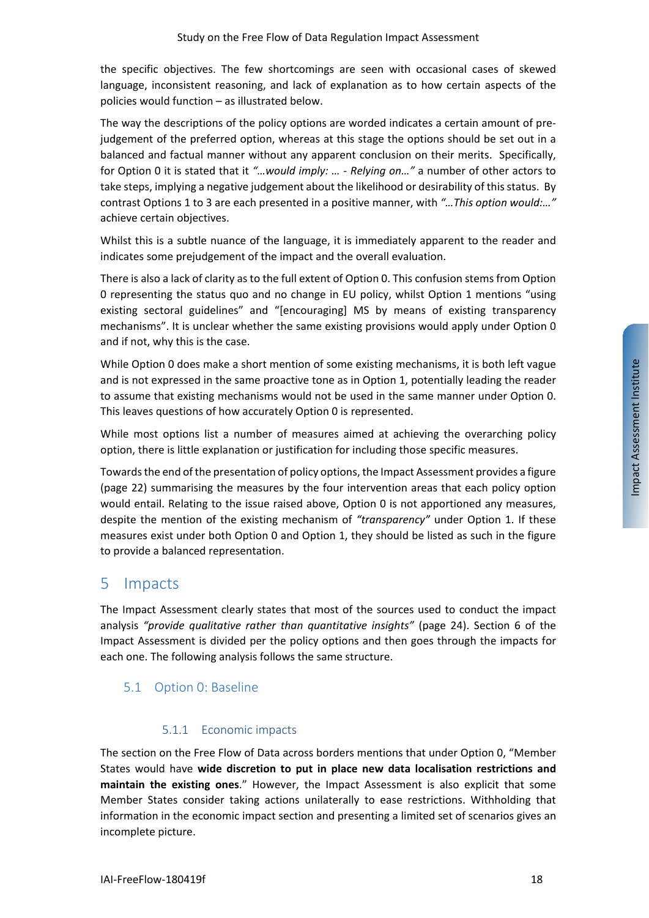the specific objectives. The few shortcomings are seen with occasional cases of skewed language, inconsistent reasoning, and lack of explanation as to how certain aspects of the policies would function – as illustrated below.

The way the descriptions of the policy options are worded indicates a certain amount of pre-judgement of the preferred option, whereas at this stage the options should be set out in a balanced and factual manner without any apparent conclusion on their merits. Specifically, for Option 0 it is stated that it *"…would imply: … - Relying on…"* a number of other actors to take steps, implying a negative judgement about the likelihood or desirability of this status. By contrast Options 1 to 3 are each presented in a positive manner, with *"…This option would:…"* achieve certain objectives.

Whilst this is a subtle nuance of the language, it is immediately apparent to the reader and indicates some prejudgement of the impact and the overall evaluation.

There is also a lack of clarity as to the full extent of Option 0. This confusion stems from Option 0 representing the status quo and no change in EU policy, whilst Option 1 mentions "using existing sectoral guidelines" and "[encouraging] MS by means of existing transparency mechanisms". It is unclear whether the same existing provisions would apply under Option 0 and if not, why this is the case.

While Option 0 does make a short mention of some existing mechanisms, it is both left vague and is not expressed in the same proactive tone as in Option 1, potentially leading the reader to assume that existing mechanisms would not be used in the same manner under Option 0. This leaves questions of how accurately Option 0 is represented.

While most options list a number of measures aimed at achieving the overarching policy option, there is little explanation or justification for including those specific measures.

Towards the end of the presentation of policy options, the Impact Assessment provides a figure (page 22) summarising the measures by the four intervention areas that each policy option would entail. Relating to the issue raised above, Option 0 is not apportioned any measures, despite the mention of the existing mechanism of *"transparency"* under Option 1. If these measures exist under both Option 0 and Option 1, they should be listed as such in the figure to provide a balanced representation.

# 5 Impacts

The Impact Assessment clearly states that most of the sources used to conduct the impact analysis *"provide qualitative rather than quantitative insights"* (page 24). Section 6 of the Impact Assessment is divided per the policy options and then goes through the impacts for each one. The following analysis follows the same structure.

## 5.1 Option 0: Baseline

### 5.1.1 Economic impacts

The section on the Free Flow of Data across borders mentions that under Option 0, "Member States would have **wide discretion to put in place new data localisation restrictions and maintain the existing ones**." However, the Impact Assessment is also explicit that some Member States consider taking actions unilaterally to ease restrictions. Withholding that information in the economic impact section and presenting a limited set of scenarios gives an incomplete picture.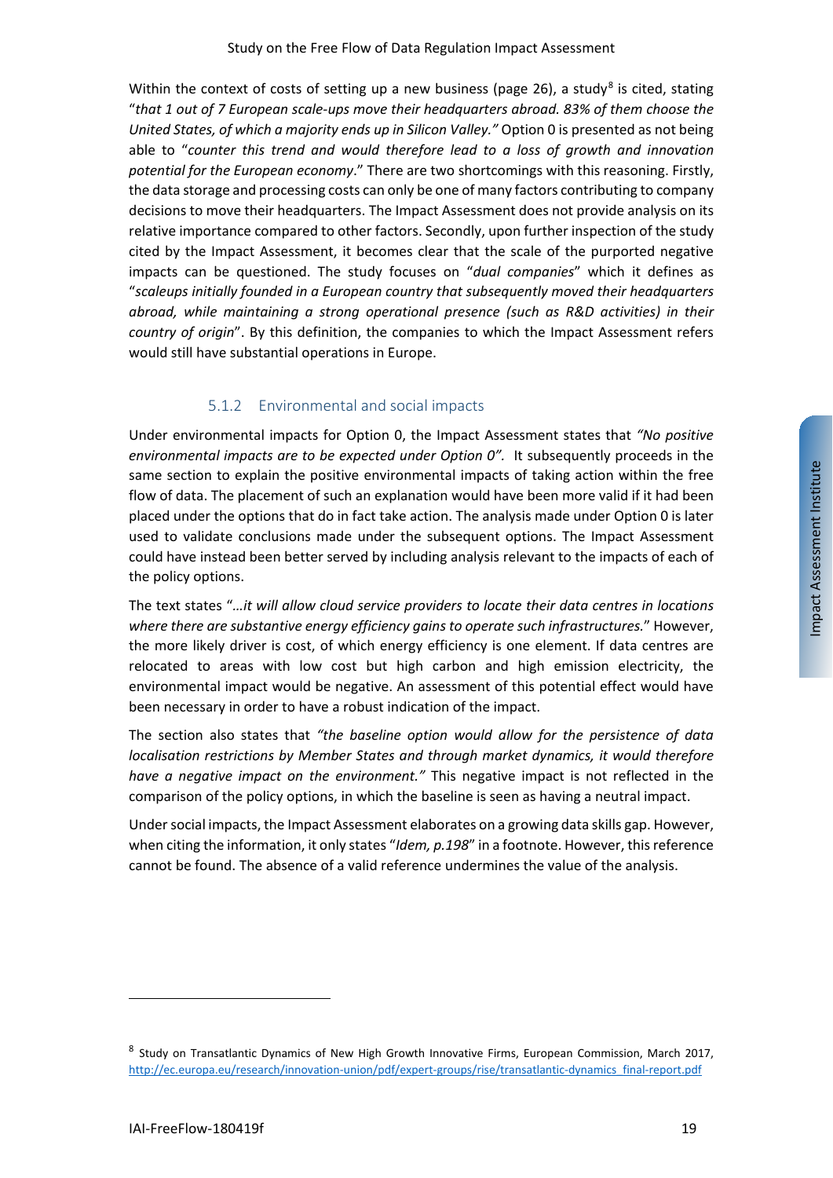Within the context of costs of setting up a new business (page 26), a study[8] is cited, stating "*that 1 out of 7 European scale-ups move their headquarters abroad. 83% of them choose the United States, of which a majority ends up in Silicon Valley.*" Option 0 is presented as not being able to "*counter this trend and would therefore lead to a loss of growth and innovation potential for the European economy*." There are two shortcomings with this reasoning. Firstly, the data storage and processing costs can only be one of many factors contributing to company decisions to move their headquarters. The Impact Assessment does not provide analysis on its relative importance compared to other factors. Secondly, upon further inspection of the study cited by the Impact Assessment, it becomes clear that the scale of the purported negative impacts can be questioned. The study focuses on "*dual companies*" which it defines as "*scaleups initially founded in a European country that subsequently moved their headquarters abroad, while maintaining a strong operational presence (such as R&D activities) in their country of origin*". By this definition, the companies to which the Impact Assessment refers would still have substantial operations in Europe.

### 5.1.2 Environmental and social impacts

Under environmental impacts for Option 0, the Impact Assessment states that *"No positive environmental impacts are to be expected under Option 0".* It subsequently proceeds in the same section to explain the positive environmental impacts of taking action within the free flow of data. The placement of such an explanation would have been more valid if it had been placed under the options that do in fact take action. The analysis made under Option 0 is later used to validate conclusions made under the subsequent options. The Impact Assessment could have instead been better served by including analysis relevant to the impacts of each of the policy options.

The text states "*…it will allow cloud service providers to locate their data centres in locations where there are substantive energy efficiency gains to operate such infrastructures.*" However, the more likely driver is cost, of which energy efficiency is one element. If data centres are relocated to areas with low cost but high carbon and high emission electricity, the environmental impact would be negative. An assessment of this potential effect would have been necessary in order to have a robust indication of the impact.

The section also states that *"the baseline option would allow for the persistence of data localisation restrictions by Member States and through market dynamics, it would therefore have a negative impact on the environment."* This negative impact is not reflected in the comparison of the policy options, in which the baseline is seen as having a neutral impact.

Under social impacts, the Impact Assessment elaborates on a growing data skills gap. However, when citing the information, it only states "*Idem, p.198*" in a footnote. However, this reference cannot be found. The absence of a valid reference undermines the value of the analysis.

---

[8] Study on Transatlantic Dynamics of New High Growth Innovative Firms, European Commission, March 2017, http://ec.europa.eu/research/innovation-union/pdf/expert-groups/rise/transatlantic-dynamics_final-report.pdf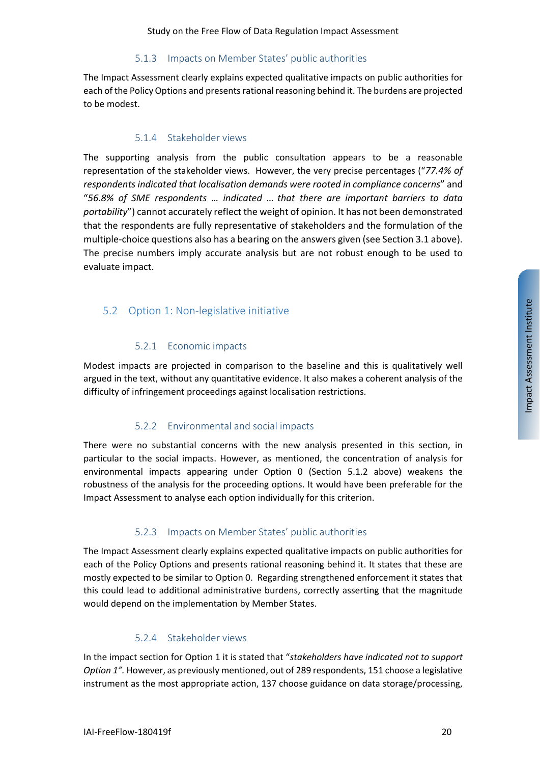### 5.1.3 Impacts on Member States' public authorities

The Impact Assessment clearly explains expected qualitative impacts on public authorities for each of the Policy Options and presents rational reasoning behind it. The burdens are projected to be modest.

### 5.1.4 Stakeholder views

The supporting analysis from the public consultation appears to be a reasonable representation of the stakeholder views. However, the very precise percentages ("*77.4% of respondents indicated that localisation demands were rooted in compliance concerns*" and "*56.8% of SME respondents … indicated … that there are important barriers to data portability*") cannot accurately reflect the weight of opinion. It has not been demonstrated that the respondents are fully representative of stakeholders and the formulation of the multiple-choice questions also has a bearing on the answers given (see Section 3.1 above). The precise numbers imply accurate analysis but are not robust enough to be used to evaluate impact.

## 5.2 Option 1: Non-legislative initiative

### 5.2.1 Economic impacts

Modest impacts are projected in comparison to the baseline and this is qualitatively well argued in the text, without any quantitative evidence. It also makes a coherent analysis of the difficulty of infringement proceedings against localisation restrictions.

### 5.2.2 Environmental and social impacts

There were no substantial concerns with the new analysis presented in this section, in particular to the social impacts. However, as mentioned, the concentration of analysis for environmental impacts appearing under Option 0 (Section 5.1.2 above) weakens the robustness of the analysis for the proceeding options. It would have been preferable for the Impact Assessment to analyse each option individually for this criterion.

### 5.2.3 Impacts on Member States' public authorities

The Impact Assessment clearly explains expected qualitative impacts on public authorities for each of the Policy Options and presents rational reasoning behind it. It states that these are mostly expected to be similar to Option 0. Regarding strengthened enforcement it states that this could lead to additional administrative burdens, correctly asserting that the magnitude would depend on the implementation by Member States.

### 5.2.4 Stakeholder views

In the impact section for Option 1 it is stated that "*stakeholders have indicated not to support Option 1".* However, as previously mentioned, out of 289 respondents, 151 choose a legislative instrument as the most appropriate action, 137 choose guidance on data storage/processing,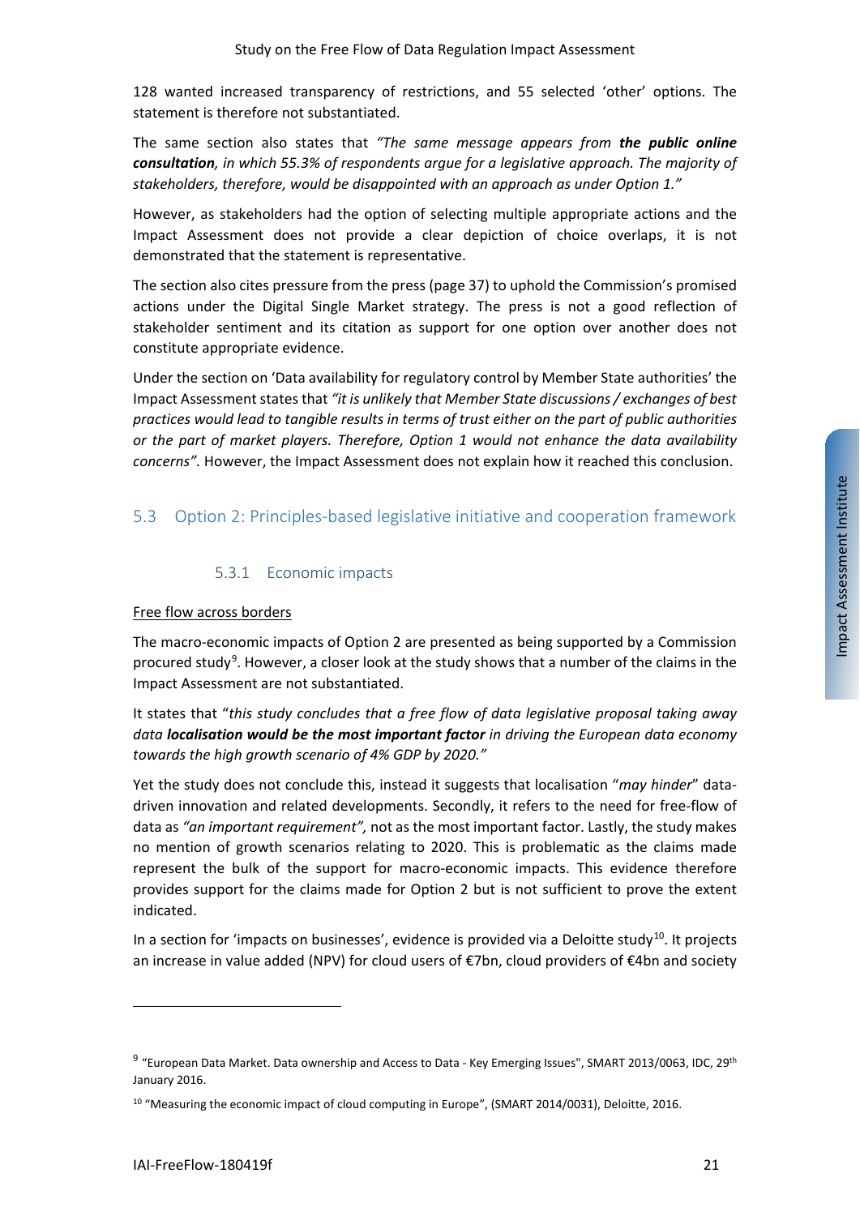128 wanted increased transparency of restrictions, and 55 selected 'other' options. The statement is therefore not substantiated.

The same section also states that *"The same message appears from **the public online consultation**, in which 55.3% of respondents argue for a legislative approach. The majority of stakeholders, therefore, would be disappointed with an approach as under Option 1."*

However, as stakeholders had the option of selecting multiple appropriate actions and the Impact Assessment does not provide a clear depiction of choice overlaps, it is not demonstrated that the statement is representative.

The section also cites pressure from the press (page 37) to uphold the Commission's promised actions under the Digital Single Market strategy. The press is not a good reflection of stakeholder sentiment and its citation as support for one option over another does not constitute appropriate evidence.

Under the section on 'Data availability for regulatory control by Member State authorities' the Impact Assessment states that *"it is unlikely that Member State discussions / exchanges of best practices would lead to tangible results in terms of trust either on the part of public authorities or the part of market players. Therefore, Option 1 would not enhance the data availability concerns".* However, the Impact Assessment does not explain how it reached this conclusion.

## 5.3 Option 2: Principles-based legislative initiative and cooperation framework

### 5.3.1 Economic impacts

Free flow across borders

The macro-economic impacts of Option 2 are presented as being supported by a Commission procured study[9]. However, a closer look at the study shows that a number of the claims in the Impact Assessment are not substantiated.

It states that "*this study concludes that a free flow of data legislative proposal taking away data **localisation would be the most important factor** in driving the European data economy towards the high growth scenario of 4% GDP by 2020."*

Yet the study does not conclude this, instead it suggests that localisation "*may hinder*" data-driven innovation and related developments. Secondly, it refers to the need for free-flow of data as *"an important requirement",* not as the most important factor. Lastly, the study makes no mention of growth scenarios relating to 2020. This is problematic as the claims made represent the bulk of the support for macro-economic impacts. This evidence therefore provides support for the claims made for Option 2 but is not sufficient to prove the extent indicated.

In a section for 'impacts on businesses', evidence is provided via a Deloitte study[10]. It projects an increase in value added (NPV) for cloud users of €7bn, cloud providers of €4bn and society

---

[9] "European Data Market. Data ownership and Access to Data - Key Emerging Issues", SMART 2013/0063, IDC, 29th January 2016.

[10] "Measuring the economic impact of cloud computing in Europe", (SMART 2014/0031), Deloitte, 2016.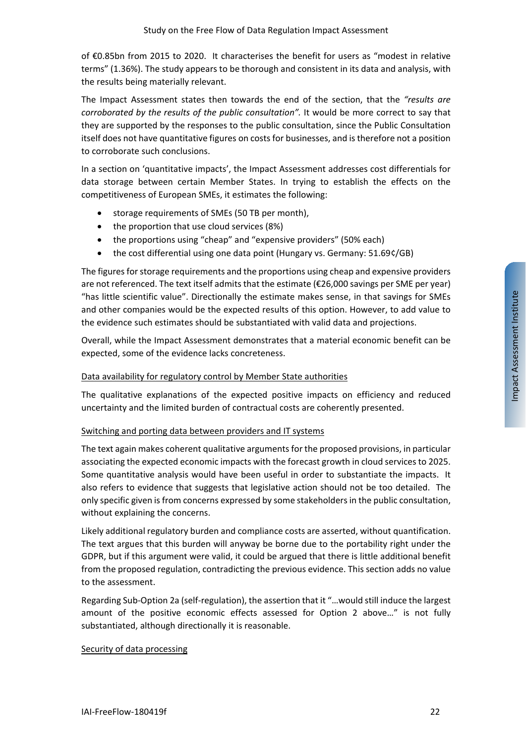of €0.85bn from 2015 to 2020. It characterises the benefit for users as "modest in relative terms" (1.36%). The study appears to be thorough and consistent in its data and analysis, with the results being materially relevant.

The Impact Assessment states then towards the end of the section, that the *"results are corroborated by the results of the public consultation".* It would be more correct to say that they are supported by the responses to the public consultation, since the Public Consultation itself does not have quantitative figures on costs for businesses, and is therefore not a position to corroborate such conclusions.

In a section on 'quantitative impacts', the Impact Assessment addresses cost differentials for data storage between certain Member States. In trying to establish the effects on the competitiveness of European SMEs, it estimates the following:

- storage requirements of SMEs (50 TB per month),
- the proportion that use cloud services (8%)
- the proportions using "cheap" and "expensive providers" (50% each)
- the cost differential using one data point (Hungary vs. Germany: 51.69¢/GB)

The figures for storage requirements and the proportions using cheap and expensive providers are not referenced. The text itself admits that the estimate (€26,000 savings per SME per year) "has little scientific value". Directionally the estimate makes sense, in that savings for SMEs and other companies would be the expected results of this option. However, to add value to the evidence such estimates should be substantiated with valid data and projections.

Overall, while the Impact Assessment demonstrates that a material economic benefit can be expected, some of the evidence lacks concreteness.

<u>Data availability for regulatory control by Member State authorities</u>

The qualitative explanations of the expected positive impacts on efficiency and reduced uncertainty and the limited burden of contractual costs are coherently presented.

<u>Switching and porting data between providers and IT systems</u>

The text again makes coherent qualitative arguments for the proposed provisions, in particular associating the expected economic impacts with the forecast growth in cloud services to 2025. Some quantitative analysis would have been useful in order to substantiate the impacts. It also refers to evidence that suggests that legislative action should not be too detailed. The only specific given is from concerns expressed by some stakeholders in the public consultation, without explaining the concerns.

Likely additional regulatory burden and compliance costs are asserted, without quantification. The text argues that this burden will anyway be borne due to the portability right under the GDPR, but if this argument were valid, it could be argued that there is little additional benefit from the proposed regulation, contradicting the previous evidence. This section adds no value to the assessment.

Regarding Sub-Option 2a (self-regulation), the assertion that it "…would still induce the largest amount of the positive economic effects assessed for Option 2 above…" is not fully substantiated, although directionally it is reasonable.

<u>Security of data processing</u>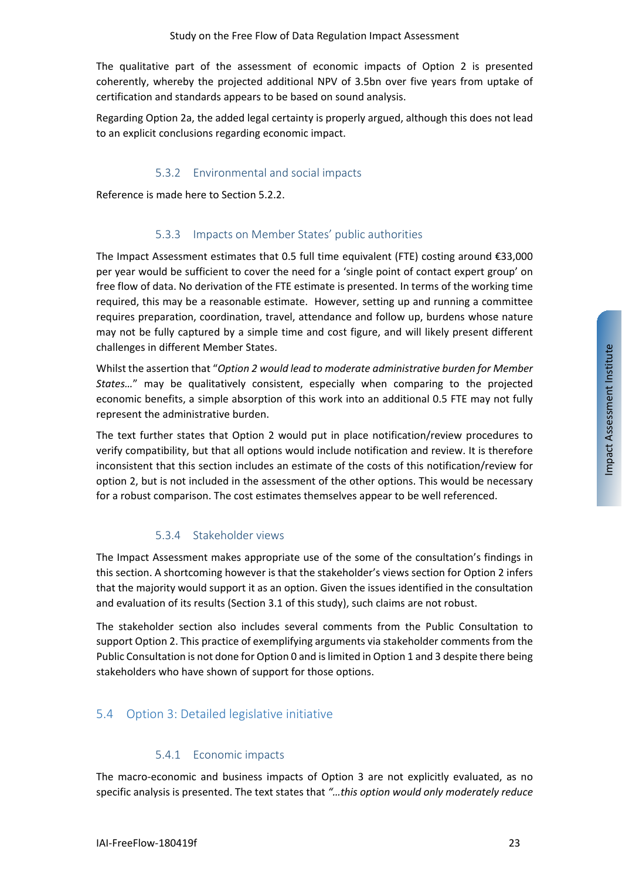The qualitative part of the assessment of economic impacts of Option 2 is presented coherently, whereby the projected additional NPV of 3.5bn over five years from uptake of certification and standards appears to be based on sound analysis.

Regarding Option 2a, the added legal certainty is properly argued, although this does not lead to an explicit conclusions regarding economic impact.

### 5.3.2 Environmental and social impacts

Reference is made here to Section 5.2.2.

### 5.3.3 Impacts on Member States' public authorities

The Impact Assessment estimates that 0.5 full time equivalent (FTE) costing around €33,000 per year would be sufficient to cover the need for a 'single point of contact expert group' on free flow of data. No derivation of the FTE estimate is presented. In terms of the working time required, this may be a reasonable estimate. However, setting up and running a committee requires preparation, coordination, travel, attendance and follow up, burdens whose nature may not be fully captured by a simple time and cost figure, and will likely present different challenges in different Member States.

Whilst the assertion that "*Option 2 would lead to moderate administrative burden for Member States…*" may be qualitatively consistent, especially when comparing to the projected economic benefits, a simple absorption of this work into an additional 0.5 FTE may not fully represent the administrative burden.

The text further states that Option 2 would put in place notification/review procedures to verify compatibility, but that all options would include notification and review. It is therefore inconsistent that this section includes an estimate of the costs of this notification/review for option 2, but is not included in the assessment of the other options. This would be necessary for a robust comparison. The cost estimates themselves appear to be well referenced.

### 5.3.4 Stakeholder views

The Impact Assessment makes appropriate use of the some of the consultation's findings in this section. A shortcoming however is that the stakeholder's views section for Option 2 infers that the majority would support it as an option. Given the issues identified in the consultation and evaluation of its results (Section 3.1 of this study), such claims are not robust.

The stakeholder section also includes several comments from the Public Consultation to support Option 2. This practice of exemplifying arguments via stakeholder comments from the Public Consultation is not done for Option 0 and is limited in Option 1 and 3 despite there being stakeholders who have shown of support for those options.

## 5.4 Option 3: Detailed legislative initiative

### 5.4.1 Economic impacts

The macro-economic and business impacts of Option 3 are not explicitly evaluated, as no specific analysis is presented. The text states that *"…this option would only moderately reduce*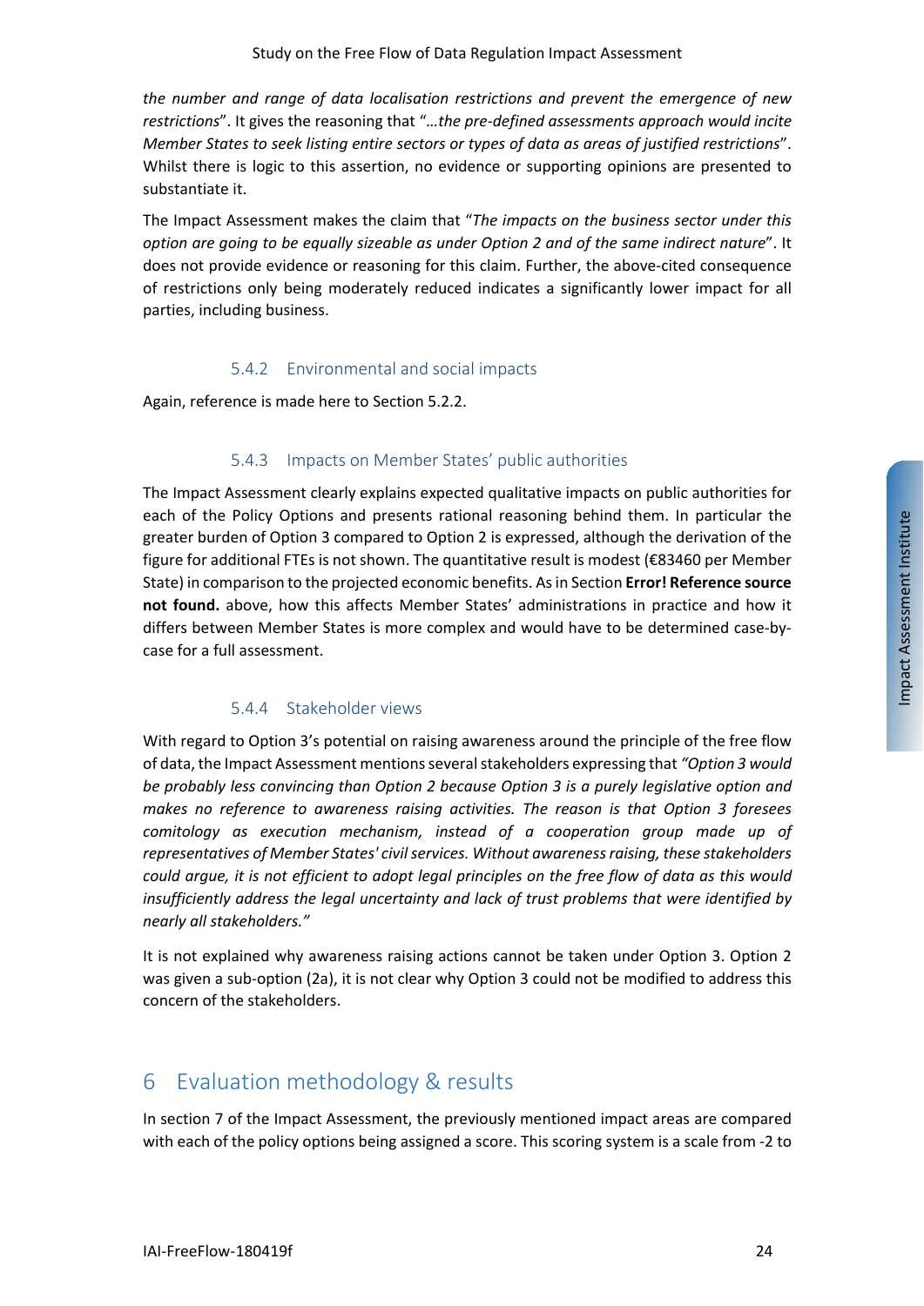*the number and range of data localisation restrictions and prevent the emergence of new restrictions*". It gives the reasoning that "*…the pre-defined assessments approach would incite Member States to seek listing entire sectors or types of data as areas of justified restrictions*". Whilst there is logic to this assertion, no evidence or supporting opinions are presented to substantiate it.

The Impact Assessment makes the claim that "*The impacts on the business sector under this option are going to be equally sizeable as under Option 2 and of the same indirect nature*". It does not provide evidence or reasoning for this claim. Further, the above-cited consequence of restrictions only being moderately reduced indicates a significantly lower impact for all parties, including business.

### 5.4.2 Environmental and social impacts

Again, reference is made here to Section 5.2.2.

### 5.4.3 Impacts on Member States' public authorities

The Impact Assessment clearly explains expected qualitative impacts on public authorities for each of the Policy Options and presents rational reasoning behind them. In particular the greater burden of Option 3 compared to Option 2 is expressed, although the derivation of the figure for additional FTEs is not shown. The quantitative result is modest (€83460 per Member State) in comparison to the projected economic benefits. As in Section **Error! Reference source not found.** above, how this affects Member States' administrations in practice and how it differs between Member States is more complex and would have to be determined case-by-case for a full assessment.

### 5.4.4 Stakeholder views

With regard to Option 3's potential on raising awareness around the principle of the free flow of data, the Impact Assessment mentions several stakeholders expressing that *"Option 3 would be probably less convincing than Option 2 because Option 3 is a purely legislative option and makes no reference to awareness raising activities. The reason is that Option 3 foresees comitology as execution mechanism, instead of a cooperation group made up of representatives of Member States' civil services. Without awareness raising, these stakeholders could argue, it is not efficient to adopt legal principles on the free flow of data as this would insufficiently address the legal uncertainty and lack of trust problems that were identified by nearly all stakeholders."*

It is not explained why awareness raising actions cannot be taken under Option 3. Option 2 was given a sub-option (2a), it is not clear why Option 3 could not be modified to address this concern of the stakeholders.

## 6 Evaluation methodology & results

In section 7 of the Impact Assessment, the previously mentioned impact areas are compared with each of the policy options being assigned a score. This scoring system is a scale from -2 to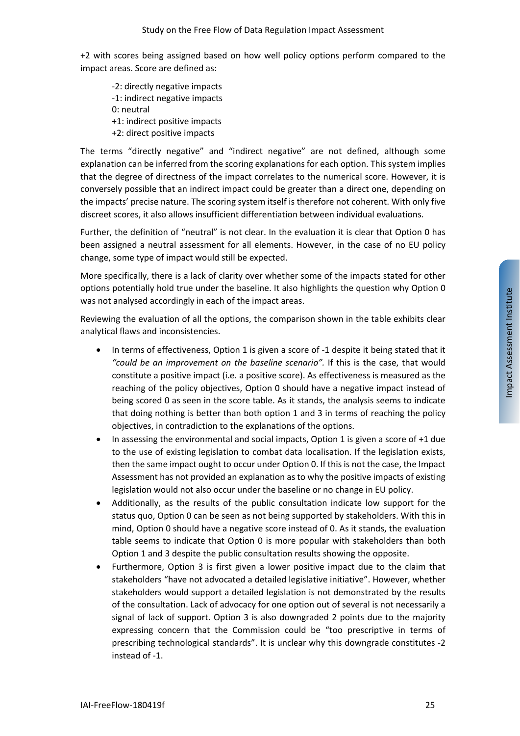+2 with scores being assigned based on how well policy options perform compared to the impact areas. Score are defined as:

-2: directly negative impacts
-1: indirect negative impacts
0: neutral
+1: indirect positive impacts
+2: direct positive impacts

The terms "directly negative" and "indirect negative" are not defined, although some explanation can be inferred from the scoring explanations for each option. This system implies that the degree of directness of the impact correlates to the numerical score. However, it is conversely possible that an indirect impact could be greater than a direct one, depending on the impacts' precise nature. The scoring system itself is therefore not coherent. With only five discreet scores, it also allows insufficient differentiation between individual evaluations.

Further, the definition of "neutral" is not clear. In the evaluation it is clear that Option 0 has been assigned a neutral assessment for all elements. However, in the case of no EU policy change, some type of impact would still be expected.

More specifically, there is a lack of clarity over whether some of the impacts stated for other options potentially hold true under the baseline. It also highlights the question why Option 0 was not analysed accordingly in each of the impact areas.

Reviewing the evaluation of all the options, the comparison shown in the table exhibits clear analytical flaws and inconsistencies.

- In terms of effectiveness, Option 1 is given a score of -1 despite it being stated that it *"could be an improvement on the baseline scenario".* If this is the case, that would constitute a positive impact (i.e. a positive score). As effectiveness is measured as the reaching of the policy objectives, Option 0 should have a negative impact instead of being scored 0 as seen in the score table. As it stands, the analysis seems to indicate that doing nothing is better than both option 1 and 3 in terms of reaching the policy objectives, in contradiction to the explanations of the options.
- In assessing the environmental and social impacts, Option 1 is given a score of +1 due to the use of existing legislation to combat data localisation. If the legislation exists, then the same impact ought to occur under Option 0. If this is not the case, the Impact Assessment has not provided an explanation as to why the positive impacts of existing legislation would not also occur under the baseline or no change in EU policy.
- Additionally, as the results of the public consultation indicate low support for the status quo, Option 0 can be seen as not being supported by stakeholders. With this in mind, Option 0 should have a negative score instead of 0. As it stands, the evaluation table seems to indicate that Option 0 is more popular with stakeholders than both Option 1 and 3 despite the public consultation results showing the opposite.
- Furthermore, Option 3 is first given a lower positive impact due to the claim that stakeholders "have not advocated a detailed legislative initiative". However, whether stakeholders would support a detailed legislation is not demonstrated by the results of the consultation. Lack of advocacy for one option out of several is not necessarily a signal of lack of support. Option 3 is also downgraded 2 points due to the majority expressing concern that the Commission could be "too prescriptive in terms of prescribing technological standards". It is unclear why this downgrade constitutes -2 instead of -1.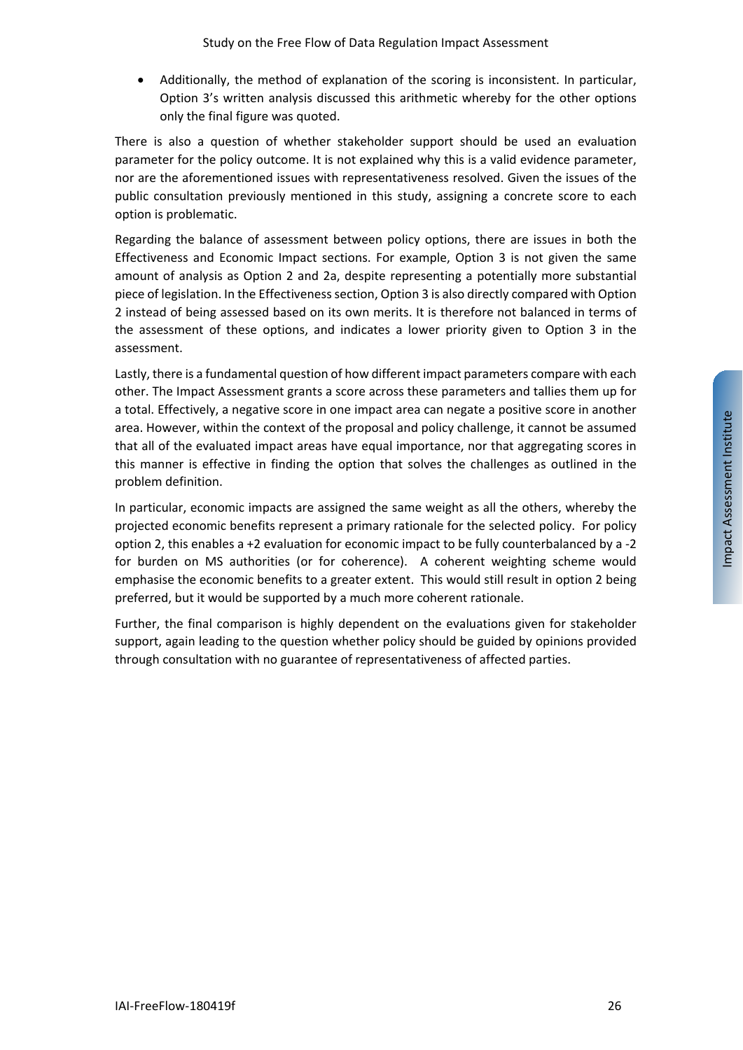- Additionally, the method of explanation of the scoring is inconsistent. In particular, Option 3's written analysis discussed this arithmetic whereby for the other options only the final figure was quoted.

There is also a question of whether stakeholder support should be used an evaluation parameter for the policy outcome. It is not explained why this is a valid evidence parameter, nor are the aforementioned issues with representativeness resolved. Given the issues of the public consultation previously mentioned in this study, assigning a concrete score to each option is problematic.

Regarding the balance of assessment between policy options, there are issues in both the Effectiveness and Economic Impact sections. For example, Option 3 is not given the same amount of analysis as Option 2 and 2a, despite representing a potentially more substantial piece of legislation. In the Effectiveness section, Option 3 is also directly compared with Option 2 instead of being assessed based on its own merits. It is therefore not balanced in terms of the assessment of these options, and indicates a lower priority given to Option 3 in the assessment.

Lastly, there is a fundamental question of how different impact parameters compare with each other. The Impact Assessment grants a score across these parameters and tallies them up for a total. Effectively, a negative score in one impact area can negate a positive score in another area. However, within the context of the proposal and policy challenge, it cannot be assumed that all of the evaluated impact areas have equal importance, nor that aggregating scores in this manner is effective in finding the option that solves the challenges as outlined in the problem definition.

In particular, economic impacts are assigned the same weight as all the others, whereby the projected economic benefits represent a primary rationale for the selected policy. For policy option 2, this enables a +2 evaluation for economic impact to be fully counterbalanced by a -2 for burden on MS authorities (or for coherence). A coherent weighting scheme would emphasise the economic benefits to a greater extent. This would still result in option 2 being preferred, but it would be supported by a much more coherent rationale.

Further, the final comparison is highly dependent on the evaluations given for stakeholder support, again leading to the question whether policy should be guided by opinions provided through consultation with no guarantee of representativeness of affected parties.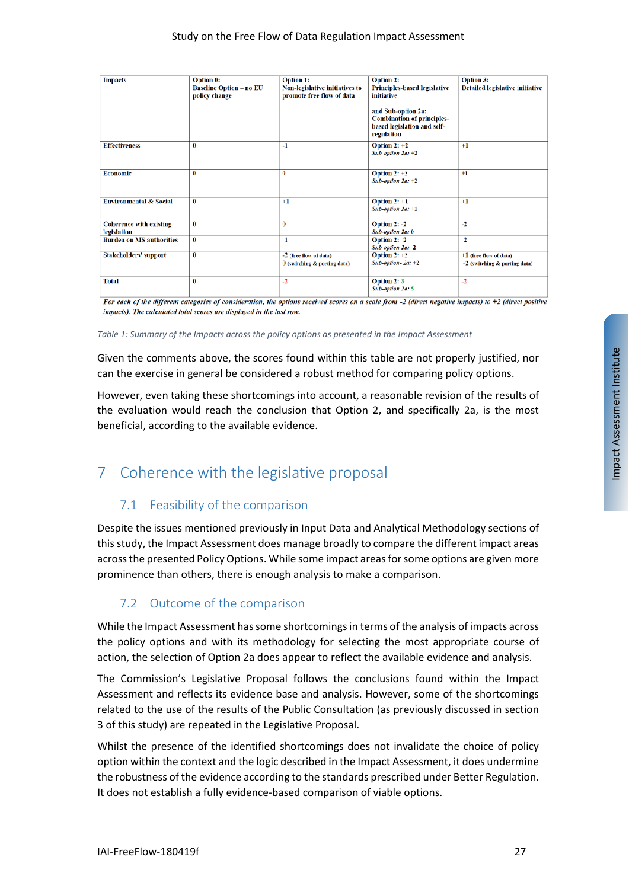| Impacts | Option 0: Baseline Option – no EU policy change | Option 1: Non-legislative initiatives to promote free flow of data | Option 2: Principles-based legislative initiative<br><br>and Sub-option 2a: Combination of principles-based legislation and self-regulation | Option 3: Detailed legislative initiative |
|---|---|---|---|---|
| Effectiveness | 0 | -1 | Option 2: +2<br>*Sub-option 2a: +2* | +1 |
| Economic | 0 | 0 | Option 2: +2<br>*Sub-option 2a: +2* | +1 |
| Environmental & Social | 0 | +1 | Option 2: +1<br>*Sub-option 2a: +1* | +1 |
| Coherence with existing legislation | 0 | 0 | Option 2: -2<br>*Sub-option 2a: 0* | -2 |
| Burden on MS authorities | 0 | -1 | Option 2: -2<br>*Sub-option 2a: -2* | -2 |
| Stakeholders' support | 0 | -2 (free flow of data)<br>0 (switching & porting data) | Option 2: +2<br>*Sub-option 2a: +2* | +1 (free flow of data)<br>-2 (switching & porting data) |
| Total | 0 | -2 | Option 2: 3<br>*Sub-option 2a: 5* | -2 |

*For each of the different categories of consideration, the options received scores on a scale from -2 (direct negative impacts) to +2 (direct positive impacts). The calculated total scores are displayed in the last row.*

*Table 1: Summary of the Impacts across the policy options as presented in the Impact Assessment*

Given the comments above, the scores found within this table are not properly justified, nor can the exercise in general be considered a robust method for comparing policy options.

However, even taking these shortcomings into account, a reasonable revision of the results of the evaluation would reach the conclusion that Option 2, and specifically 2a, is the most beneficial, according to the available evidence.

# 7 Coherence with the legislative proposal

## 7.1 Feasibility of the comparison

Despite the issues mentioned previously in Input Data and Analytical Methodology sections of this study, the Impact Assessment does manage broadly to compare the different impact areas across the presented Policy Options. While some impact areas for some options are given more prominence than others, there is enough analysis to make a comparison.

## 7.2 Outcome of the comparison

While the Impact Assessment has some shortcomings in terms of the analysis of impacts across the policy options and with its methodology for selecting the most appropriate course of action, the selection of Option 2a does appear to reflect the available evidence and analysis.

The Commission's Legislative Proposal follows the conclusions found within the Impact Assessment and reflects its evidence base and analysis. However, some of the shortcomings related to the use of the results of the Public Consultation (as previously discussed in section 3 of this study) are repeated in the Legislative Proposal.

Whilst the presence of the identified shortcomings does not invalidate the choice of policy option within the context and the logic described in the Impact Assessment, it does undermine the robustness of the evidence according to the standards prescribed under Better Regulation. It does not establish a fully evidence-based comparison of viable options.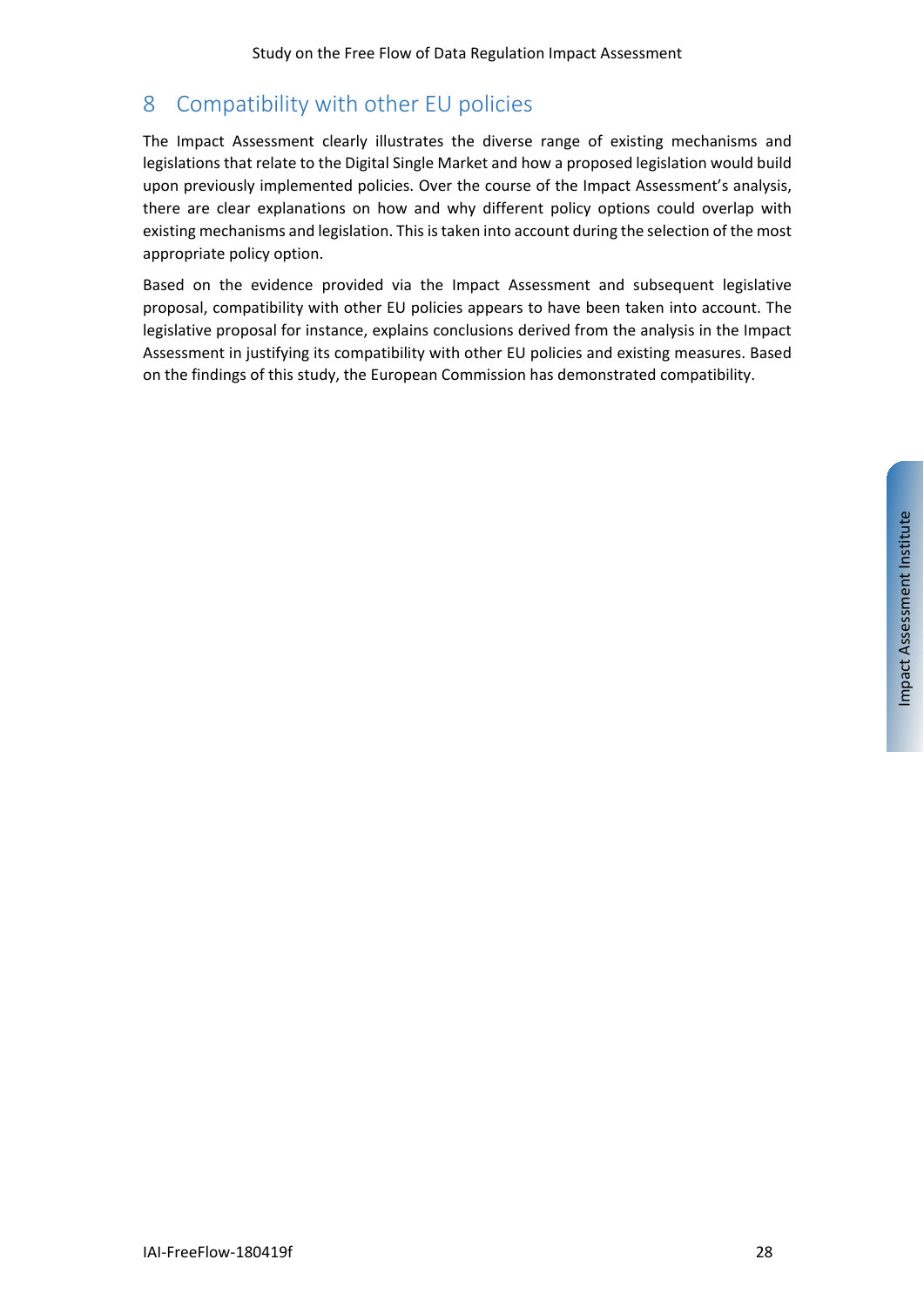# 8 Compatibility with other EU policies

The Impact Assessment clearly illustrates the diverse range of existing mechanisms and legislations that relate to the Digital Single Market and how a proposed legislation would build upon previously implemented policies. Over the course of the Impact Assessment's analysis, there are clear explanations on how and why different policy options could overlap with existing mechanisms and legislation. This is taken into account during the selection of the most appropriate policy option.

Based on the evidence provided via the Impact Assessment and subsequent legislative proposal, compatibility with other EU policies appears to have been taken into account. The legislative proposal for instance, explains conclusions derived from the analysis in the Impact Assessment in justifying its compatibility with other EU policies and existing measures. Based on the findings of this study, the European Commission has demonstrated compatibility.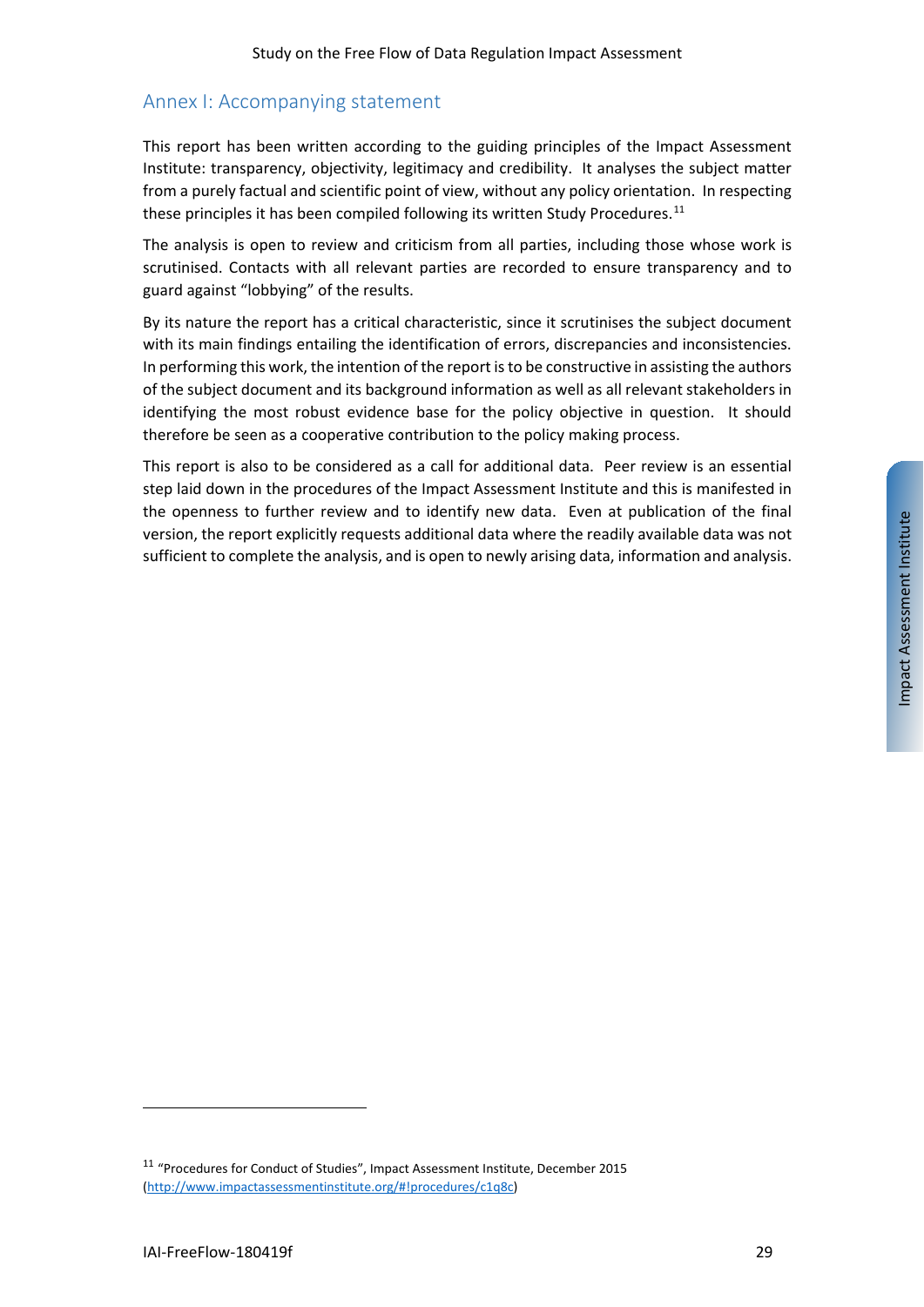## Annex I: Accompanying statement

This report has been written according to the guiding principles of the Impact Assessment Institute: transparency, objectivity, legitimacy and credibility. It analyses the subject matter from a purely factual and scientific point of view, without any policy orientation. In respecting these principles it has been compiled following its written Study Procedures.[11]

The analysis is open to review and criticism from all parties, including those whose work is scrutinised. Contacts with all relevant parties are recorded to ensure transparency and to guard against "lobbying" of the results.

By its nature the report has a critical characteristic, since it scrutinises the subject document with its main findings entailing the identification of errors, discrepancies and inconsistencies. In performing this work, the intention of the report is to be constructive in assisting the authors of the subject document and its background information as well as all relevant stakeholders in identifying the most robust evidence base for the policy objective in question. It should therefore be seen as a cooperative contribution to the policy making process.

This report is also to be considered as a call for additional data. Peer review is an essential step laid down in the procedures of the Impact Assessment Institute and this is manifested in the openness to further review and to identify new data. Even at publication of the final version, the report explicitly requests additional data where the readily available data was not sufficient to complete the analysis, and is open to newly arising data, information and analysis.

[11] "Procedures for Conduct of Studies", Impact Assessment Institute, December 2015 (http://www.impactassessmentinstitute.org/#!procedures/c1q8c)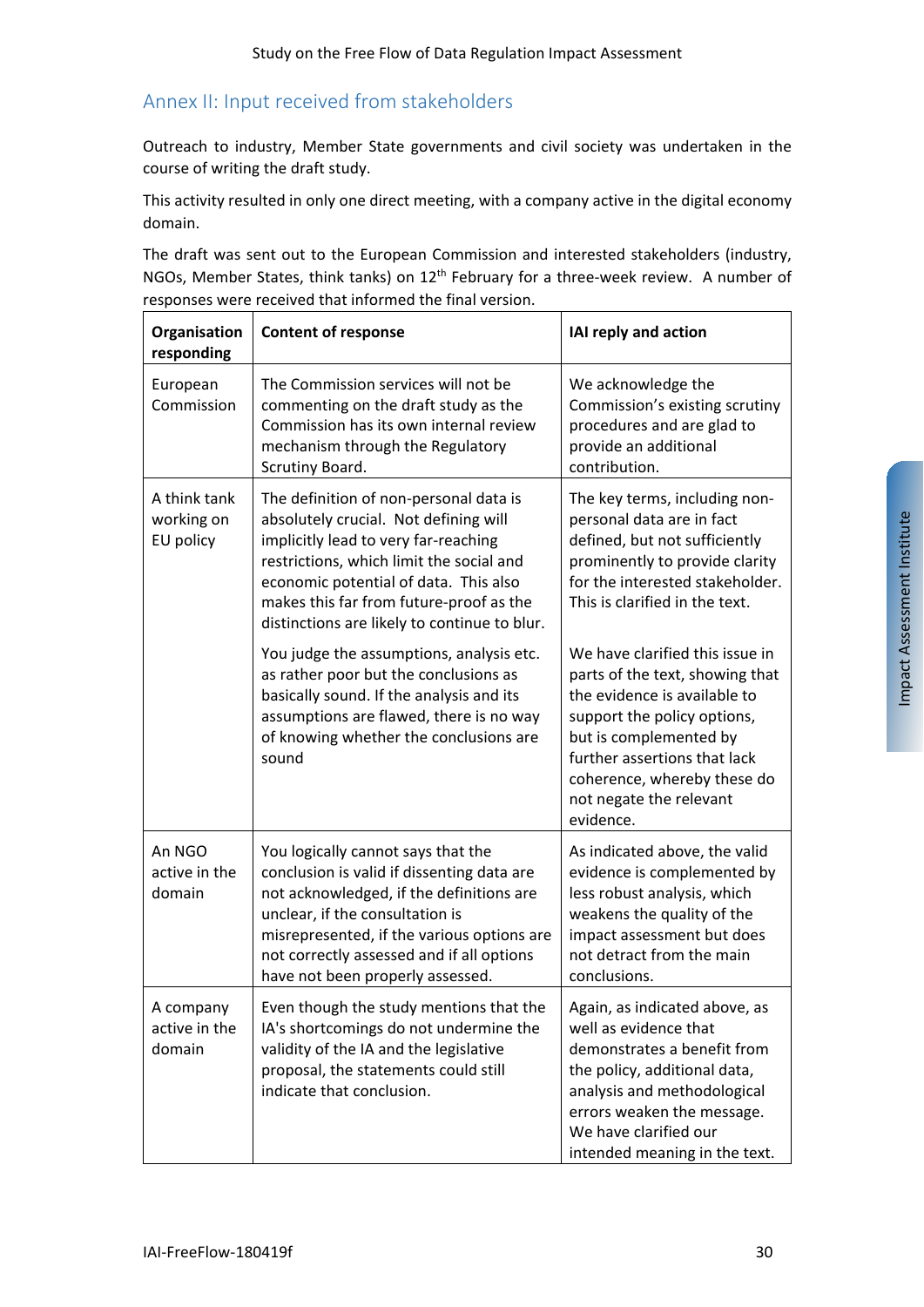## Annex II: Input received from stakeholders

Outreach to industry, Member State governments and civil society was undertaken in the course of writing the draft study.

This activity resulted in only one direct meeting, with a company active in the digital economy domain.

The draft was sent out to the European Commission and interested stakeholders (industry, NGOs, Member States, think tanks) on 12th February for a three-week review. A number of responses were received that informed the final version.

| Organisation responding | Content of response | IAI reply and action |
| --- | --- | --- |
| European Commission | The Commission services will not be commenting on the draft study as the Commission has its own internal review mechanism through the Regulatory Scrutiny Board. | We acknowledge the Commission's existing scrutiny procedures and are glad to provide an additional contribution. |
| A think tank working on EU policy | The definition of non-personal data is absolutely crucial. Not defining will implicitly lead to very far-reaching restrictions, which limit the social and economic potential of data. This also makes this far from future-proof as the distinctions are likely to continue to blur. | The key terms, including non-personal data are in fact defined, but not sufficiently prominently to provide clarity for the interested stakeholder. This is clarified in the text. |
| | You judge the assumptions, analysis etc. as rather poor but the conclusions as basically sound. If the analysis and its assumptions are flawed, there is no way of knowing whether the conclusions are sound | We have clarified this issue in parts of the text, showing that the evidence is available to support the policy options, but is complemented by further assertions that lack coherence, whereby these do not negate the relevant evidence. |
| An NGO active in the domain | You logically cannot says that the conclusion is valid if dissenting data are not acknowledged, if the definitions are unclear, if the consultation is misrepresented, if the various options are not correctly assessed and if all options have not been properly assessed. | As indicated above, the valid evidence is complemented by less robust analysis, which weakens the quality of the impact assessment but does not detract from the main conclusions. |
| A company active in the domain | Even though the study mentions that the IA's shortcomings do not undermine the validity of the IA and the legislative proposal, the statements could still indicate that conclusion. | Again, as indicated above, as well as evidence that demonstrates a benefit from the policy, additional data, analysis and methodological errors weaken the message. We have clarified our intended meaning in the text. |